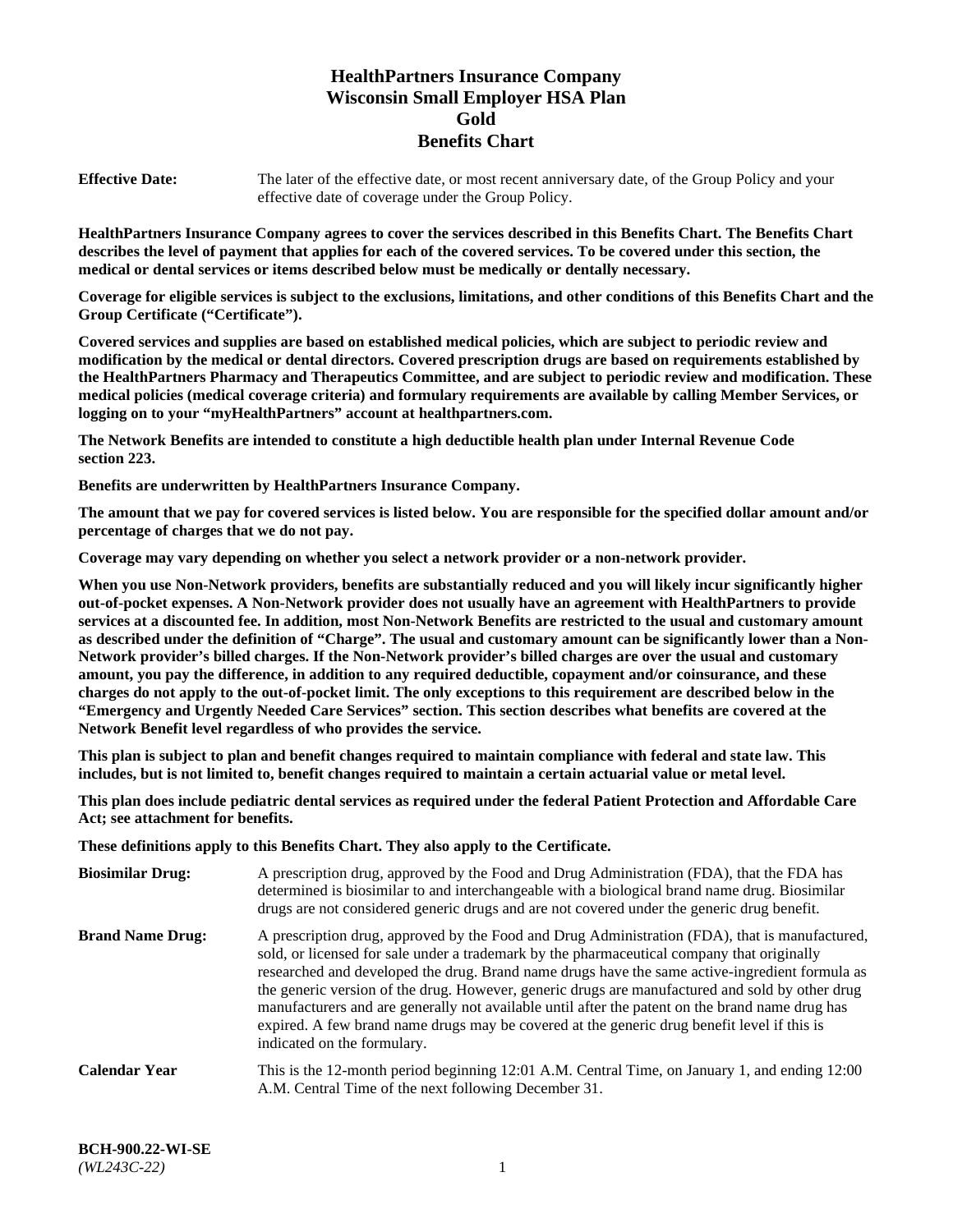# HealthPartners Insurance Company
# Wisconsin Small Employer HSA Plan
# Gold
# Benefits Chart

**Effective Date:** The later of the effective date, or most recent anniversary date, of the Group Policy and your effective date of coverage under the Group Policy.

**HealthPartners Insurance Company agrees to cover the services described in this Benefits Chart. The Benefits Chart describes the level of payment that applies for each of the covered services. To be covered under this section, the medical or dental services or items described below must be medically or dentally necessary.**

**Coverage for eligible services is subject to the exclusions, limitations, and other conditions of this Benefits Chart and the Group Certificate ("Certificate").**

**Covered services and supplies are based on established medical policies, which are subject to periodic review and modification by the medical or dental directors. Covered prescription drugs are based on requirements established by the HealthPartners Pharmacy and Therapeutics Committee, and are subject to periodic review and modification. These medical policies (medical coverage criteria) and formulary requirements are available by calling Member Services, or logging on to your "myHealthPartners" account at healthpartners.com.**

**The Network Benefits are intended to constitute a high deductible health plan under Internal Revenue Code section 223.**

**Benefits are underwritten by HealthPartners Insurance Company.**

**The amount that we pay for covered services is listed below. You are responsible for the specified dollar amount and/or percentage of charges that we do not pay.**

**Coverage may vary depending on whether you select a network provider or a non-network provider.**

**When you use Non-Network providers, benefits are substantially reduced and you will likely incur significantly higher out-of-pocket expenses. A Non-Network provider does not usually have an agreement with HealthPartners to provide services at a discounted fee. In addition, most Non-Network Benefits are restricted to the usual and customary amount as described under the definition of "Charge". The usual and customary amount can be significantly lower than a Non-Network provider's billed charges. If the Non-Network provider's billed charges are over the usual and customary amount, you pay the difference, in addition to any required deductible, copayment and/or coinsurance, and these charges do not apply to the out-of-pocket limit. The only exceptions to this requirement are described below in the "Emergency and Urgently Needed Care Services" section. This section describes what benefits are covered at the Network Benefit level regardless of who provides the service.**

**This plan is subject to plan and benefit changes required to maintain compliance with federal and state law. This includes, but is not limited to, benefit changes required to maintain a certain actuarial value or metal level.**

**This plan does include pediatric dental services as required under the federal Patient Protection and Affordable Care Act; see attachment for benefits.**

**These definitions apply to this Benefits Chart. They also apply to the Certificate.**

**Biosimilar Drug:** A prescription drug, approved by the Food and Drug Administration (FDA), that the FDA has determined is biosimilar to and interchangeable with a biological brand name drug. Biosimilar drugs are not considered generic drugs and are not covered under the generic drug benefit.

**Brand Name Drug:** A prescription drug, approved by the Food and Drug Administration (FDA), that is manufactured, sold, or licensed for sale under a trademark by the pharmaceutical company that originally researched and developed the drug. Brand name drugs have the same active-ingredient formula as the generic version of the drug. However, generic drugs are manufactured and sold by other drug manufacturers and are generally not available until after the patent on the brand name drug has expired. A few brand name drugs may be covered at the generic drug benefit level if this is indicated on the formulary.

**Calendar Year** This is the 12-month period beginning 12:01 A.M. Central Time, on January 1, and ending 12:00 A.M. Central Time of the next following December 31.

**BCH-900.22-WI-SE**
*(WL243C-22)*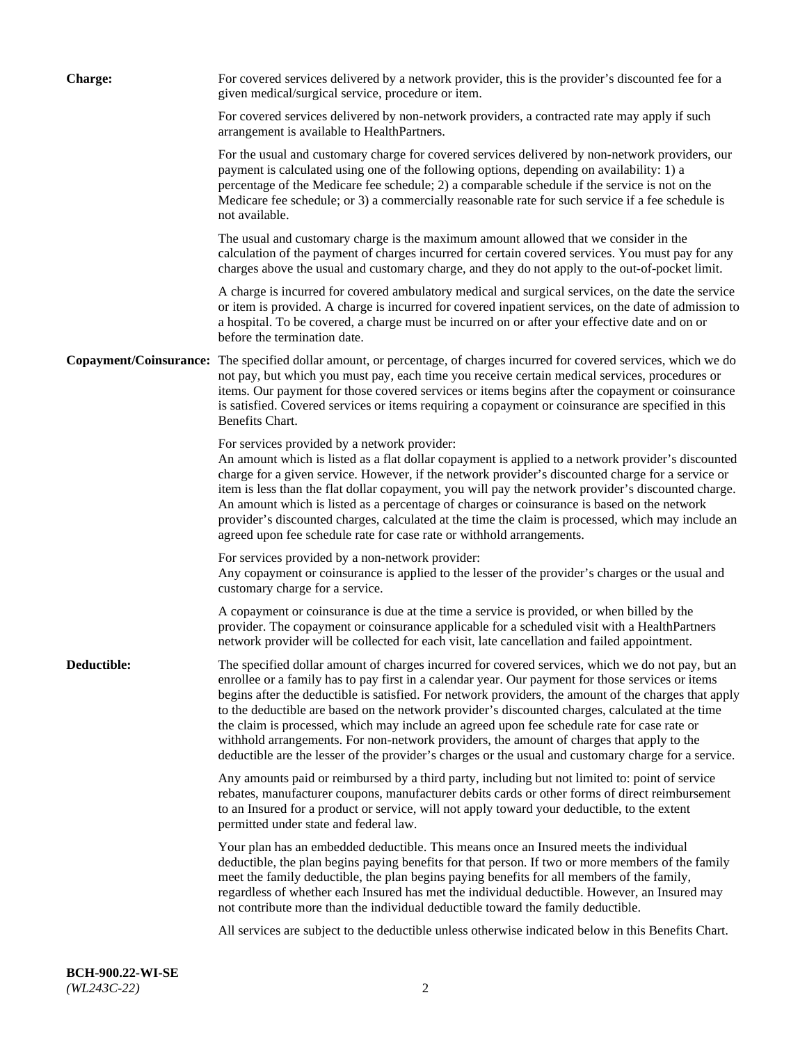**Charge:** For covered services delivered by a network provider, this is the provider's discounted fee for a given medical/surgical service, procedure or item.

For covered services delivered by non-network providers, a contracted rate may apply if such arrangement is available to HealthPartners.

For the usual and customary charge for covered services delivered by non-network providers, our payment is calculated using one of the following options, depending on availability: 1) a percentage of the Medicare fee schedule; 2) a comparable schedule if the service is not on the Medicare fee schedule; or 3) a commercially reasonable rate for such service if a fee schedule is not available.

The usual and customary charge is the maximum amount allowed that we consider in the calculation of the payment of charges incurred for certain covered services. You must pay for any charges above the usual and customary charge, and they do not apply to the out-of-pocket limit.

A charge is incurred for covered ambulatory medical and surgical services, on the date the service or item is provided. A charge is incurred for covered inpatient services, on the date of admission to a hospital. To be covered, a charge must be incurred on or after your effective date and on or before the termination date.

**Copayment/Coinsurance:** The specified dollar amount, or percentage, of charges incurred for covered services, which we do not pay, but which you must pay, each time you receive certain medical services, procedures or items. Our payment for those covered services or items begins after the copayment or coinsurance is satisfied. Covered services or items requiring a copayment or coinsurance are specified in this Benefits Chart.

For services provided by a network provider:
An amount which is listed as a flat dollar copayment is applied to a network provider's discounted charge for a given service. However, if the network provider's discounted charge for a service or item is less than the flat dollar copayment, you will pay the network provider's discounted charge. An amount which is listed as a percentage of charges or coinsurance is based on the network provider's discounted charges, calculated at the time the claim is processed, which may include an agreed upon fee schedule rate for case rate or withhold arrangements.

For services provided by a non-network provider:
Any copayment or coinsurance is applied to the lesser of the provider's charges or the usual and customary charge for a service.

A copayment or coinsurance is due at the time a service is provided, or when billed by the provider. The copayment or coinsurance applicable for a scheduled visit with a HealthPartners network provider will be collected for each visit, late cancellation and failed appointment.

**Deductible:** The specified dollar amount of charges incurred for covered services, which we do not pay, but an enrollee or a family has to pay first in a calendar year. Our payment for those services or items begins after the deductible is satisfied. For network providers, the amount of the charges that apply to the deductible are based on the network provider's discounted charges, calculated at the time the claim is processed, which may include an agreed upon fee schedule rate for case rate or withhold arrangements. For non-network providers, the amount of charges that apply to the deductible are the lesser of the provider's charges or the usual and customary charge for a service.

Any amounts paid or reimbursed by a third party, including but not limited to: point of service rebates, manufacturer coupons, manufacturer debits cards or other forms of direct reimbursement to an Insured for a product or service, will not apply toward your deductible, to the extent permitted under state and federal law.

Your plan has an embedded deductible. This means once an Insured meets the individual deductible, the plan begins paying benefits for that person. If two or more members of the family meet the family deductible, the plan begins paying benefits for all members of the family, regardless of whether each Insured has met the individual deductible. However, an Insured may not contribute more than the individual deductible toward the family deductible.

All services are subject to the deductible unless otherwise indicated below in this Benefits Chart.

**BCH-900.22-WI-SE**
*(WL243C-22)*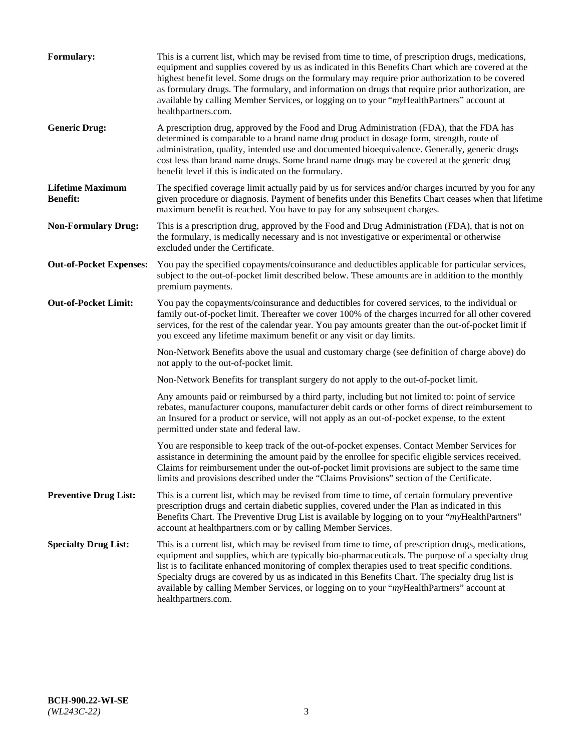**Formulary:** This is a current list, which may be revised from time to time, of prescription drugs, medications, equipment and supplies covered by us as indicated in this Benefits Chart which are covered at the highest benefit level. Some drugs on the formulary may require prior authorization to be covered as formulary drugs. The formulary, and information on drugs that require prior authorization, are available by calling Member Services, or logging on to your "*my*HealthPartners" account at healthpartners.com.

**Generic Drug:** A prescription drug, approved by the Food and Drug Administration (FDA), that the FDA has determined is comparable to a brand name drug product in dosage form, strength, route of administration, quality, intended use and documented bioequivalence. Generally, generic drugs cost less than brand name drugs. Some brand name drugs may be covered at the generic drug benefit level if this is indicated on the formulary.

**Lifetime Maximum Benefit:** The specified coverage limit actually paid by us for services and/or charges incurred by you for any given procedure or diagnosis. Payment of benefits under this Benefits Chart ceases when that lifetime maximum benefit is reached. You have to pay for any subsequent charges.

**Non-Formulary Drug:** This is a prescription drug, approved by the Food and Drug Administration (FDA), that is not on the formulary, is medically necessary and is not investigative or experimental or otherwise excluded under the Certificate.

**Out-of-Pocket Expenses:** You pay the specified copayments/coinsurance and deductibles applicable for particular services, subject to the out-of-pocket limit described below. These amounts are in addition to the monthly premium payments.

**Out-of-Pocket Limit:** You pay the copayments/coinsurance and deductibles for covered services, to the individual or family out-of-pocket limit. Thereafter we cover 100% of the charges incurred for all other covered services, for the rest of the calendar year. You pay amounts greater than the out-of-pocket limit if you exceed any lifetime maximum benefit or any visit or day limits.

Non-Network Benefits above the usual and customary charge (see definition of charge above) do not apply to the out-of-pocket limit.

Non-Network Benefits for transplant surgery do not apply to the out-of-pocket limit.

Any amounts paid or reimbursed by a third party, including but not limited to: point of service rebates, manufacturer coupons, manufacturer debit cards or other forms of direct reimbursement to an Insured for a product or service, will not apply as an out-of-pocket expense, to the extent permitted under state and federal law.

You are responsible to keep track of the out-of-pocket expenses. Contact Member Services for assistance in determining the amount paid by the enrollee for specific eligible services received. Claims for reimbursement under the out-of-pocket limit provisions are subject to the same time limits and provisions described under the "Claims Provisions" section of the Certificate.

**Preventive Drug List:** This is a current list, which may be revised from time to time, of certain formulary preventive prescription drugs and certain diabetic supplies, covered under the Plan as indicated in this Benefits Chart. The Preventive Drug List is available by logging on to your "*my*HealthPartners" account at healthpartners.com or by calling Member Services.

**Specialty Drug List:** This is a current list, which may be revised from time to time, of prescription drugs, medications, equipment and supplies, which are typically bio-pharmaceuticals. The purpose of a specialty drug list is to facilitate enhanced monitoring of complex therapies used to treat specific conditions. Specialty drugs are covered by us as indicated in this Benefits Chart. The specialty drug list is available by calling Member Services, or logging on to your "*my*HealthPartners" account at healthpartners.com.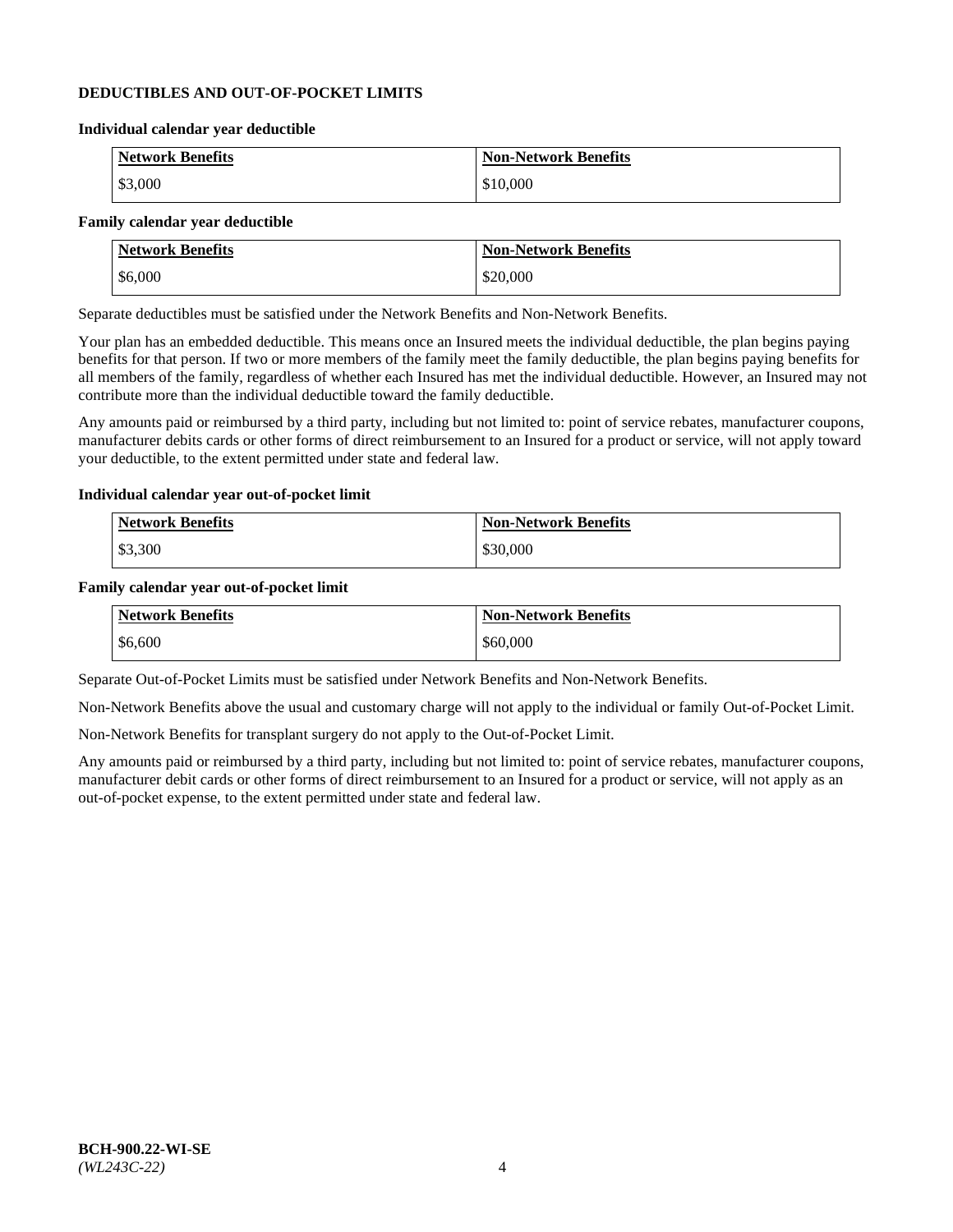## DEDUCTIBLES AND OUT-OF-POCKET LIMITS

**Individual calendar year deductible**

| Network Benefits | Non-Network Benefits |
|---|---|
| $3,000 | $10,000 |

**Family calendar year deductible**

| Network Benefits | Non-Network Benefits |
|---|---|
| $6,000 | $20,000 |

Separate deductibles must be satisfied under the Network Benefits and Non-Network Benefits.

Your plan has an embedded deductible. This means once an Insured meets the individual deductible, the plan begins paying benefits for that person. If two or more members of the family meet the family deductible, the plan begins paying benefits for all members of the family, regardless of whether each Insured has met the individual deductible. However, an Insured may not contribute more than the individual deductible toward the family deductible.

Any amounts paid or reimbursed by a third party, including but not limited to: point of service rebates, manufacturer coupons, manufacturer debits cards or other forms of direct reimbursement to an Insured for a product or service, will not apply toward your deductible, to the extent permitted under state and federal law.

**Individual calendar year out-of-pocket limit**

| Network Benefits | Non-Network Benefits |
|---|---|
| $3,300 | $30,000 |

**Family calendar year out-of-pocket limit**

| Network Benefits | Non-Network Benefits |
|---|---|
| $6,600 | $60,000 |

Separate Out-of-Pocket Limits must be satisfied under Network Benefits and Non-Network Benefits.

Non-Network Benefits above the usual and customary charge will not apply to the individual or family Out-of-Pocket Limit.

Non-Network Benefits for transplant surgery do not apply to the Out-of-Pocket Limit.

Any amounts paid or reimbursed by a third party, including but not limited to: point of service rebates, manufacturer coupons, manufacturer debit cards or other forms of direct reimbursement to an Insured for a product or service, will not apply as an out-of-pocket expense, to the extent permitted under state and federal law.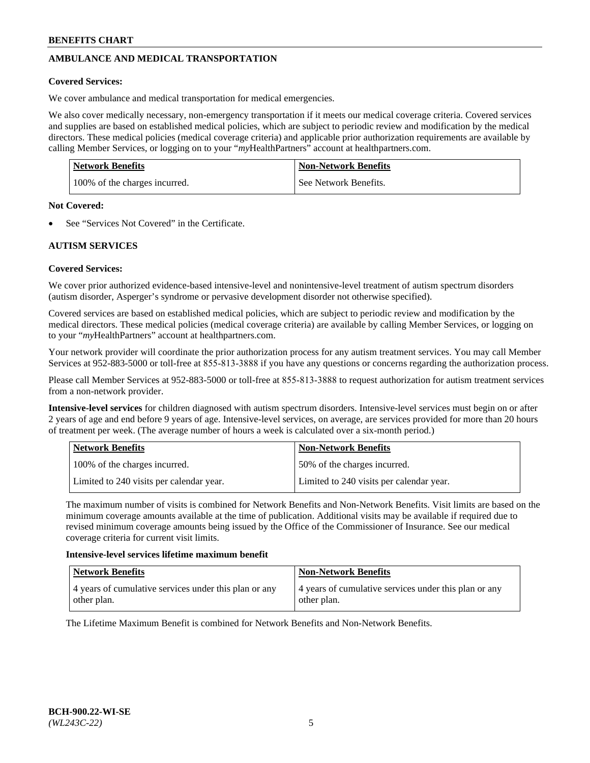## AMBULANCE AND MEDICAL TRANSPORTATION

**Covered Services:**

We cover ambulance and medical transportation for medical emergencies.

We also cover medically necessary, non-emergency transportation if it meets our medical coverage criteria. Covered services and supplies are based on established medical policies, which are subject to periodic review and modification by the medical directors. These medical policies (medical coverage criteria) and applicable prior authorization requirements are available by calling Member Services, or logging on to your "*my*HealthPartners" account at healthpartners.com.

| Network Benefits | Non-Network Benefits |
|---|---|
| 100% of the charges incurred. | See Network Benefits. |

**Not Covered:**

- See "Services Not Covered" in the Certificate.

## AUTISM SERVICES

**Covered Services:**

We cover prior authorized evidence-based intensive-level and nonintensive-level treatment of autism spectrum disorders (autism disorder, Asperger's syndrome or pervasive development disorder not otherwise specified).

Covered services are based on established medical policies, which are subject to periodic review and modification by the medical directors. These medical policies (medical coverage criteria) are available by calling Member Services, or logging on to your "*my*HealthPartners" account at healthpartners.com.

Your network provider will coordinate the prior authorization process for any autism treatment services. You may call Member Services at 952-883-5000 or toll-free at 855-813-3888 if you have any questions or concerns regarding the authorization process.

Please call Member Services at 952-883-5000 or toll-free at 855-813-3888 to request authorization for autism treatment services from a non-network provider.

**Intensive-level services** for children diagnosed with autism spectrum disorders. Intensive-level services must begin on or after 2 years of age and end before 9 years of age. Intensive-level services, on average, are services provided for more than 20 hours of treatment per week. (The average number of hours a week is calculated over a six-month period.)

| Network Benefits | Non-Network Benefits |
|---|---|
| 100% of the charges incurred. | 50% of the charges incurred. |
| Limited to 240 visits per calendar year. | Limited to 240 visits per calendar year. |

The maximum number of visits is combined for Network Benefits and Non-Network Benefits. Visit limits are based on the minimum coverage amounts available at the time of publication. Additional visits may be available if required due to revised minimum coverage amounts being issued by the Office of the Commissioner of Insurance. See our medical coverage criteria for current visit limits.

**Intensive-level services lifetime maximum benefit**

| Network Benefits | Non-Network Benefits |
|---|---|
| 4 years of cumulative services under this plan or any other plan. | 4 years of cumulative services under this plan or any other plan. |

The Lifetime Maximum Benefit is combined for Network Benefits and Non-Network Benefits.

BCH-900.22-WI-SE
*(WL243C-22)*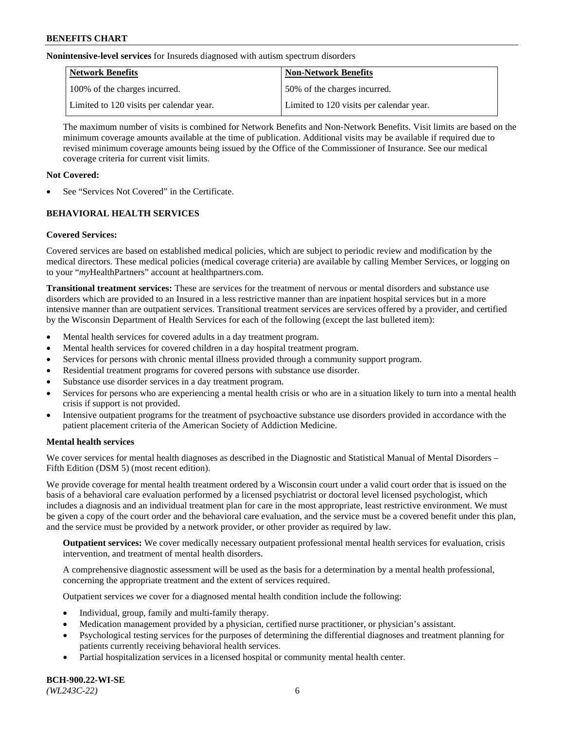**Nonintensive-level services** for Insureds diagnosed with autism spectrum disorders

| Network Benefits | Non-Network Benefits |
| --- | --- |
| 100% of the charges incurred. | 50% of the charges incurred. |
| Limited to 120 visits per calendar year. | Limited to 120 visits per calendar year. |

The maximum number of visits is combined for Network Benefits and Non-Network Benefits. Visit limits are based on the minimum coverage amounts available at the time of publication. Additional visits may be available if required due to revised minimum coverage amounts being issued by the Office of the Commissioner of Insurance. See our medical coverage criteria for current visit limits.

**Not Covered:**

- See "Services Not Covered" in the Certificate.

## BEHAVIORAL HEALTH SERVICES

**Covered Services:**

Covered services are based on established medical policies, which are subject to periodic review and modification by the medical directors. These medical policies (medical coverage criteria) are available by calling Member Services, or logging on to your "*my*HealthPartners" account at healthpartners.com.

**Transitional treatment services:** These are services for the treatment of nervous or mental disorders and substance use disorders which are provided to an Insured in a less restrictive manner than are inpatient hospital services but in a more intensive manner than are outpatient services. Transitional treatment services are services offered by a provider, and certified by the Wisconsin Department of Health Services for each of the following (except the last bulleted item):

- Mental health services for covered adults in a day treatment program.
- Mental health services for covered children in a day hospital treatment program.
- Services for persons with chronic mental illness provided through a community support program.
- Residential treatment programs for covered persons with substance use disorder.
- Substance use disorder services in a day treatment program.
- Services for persons who are experiencing a mental health crisis or who are in a situation likely to turn into a mental health crisis if support is not provided.
- Intensive outpatient programs for the treatment of psychoactive substance use disorders provided in accordance with the patient placement criteria of the American Society of Addiction Medicine.

**Mental health services**

We cover services for mental health diagnoses as described in the Diagnostic and Statistical Manual of Mental Disorders – Fifth Edition (DSM 5) (most recent edition).

We provide coverage for mental health treatment ordered by a Wisconsin court under a valid court order that is issued on the basis of a behavioral care evaluation performed by a licensed psychiatrist or doctoral level licensed psychologist, which includes a diagnosis and an individual treatment plan for care in the most appropriate, least restrictive environment. We must be given a copy of the court order and the behavioral care evaluation, and the service must be a covered benefit under this plan, and the service must be provided by a network provider, or other provider as required by law.

**Outpatient services:** We cover medically necessary outpatient professional mental health services for evaluation, crisis intervention, and treatment of mental health disorders.

A comprehensive diagnostic assessment will be used as the basis for a determination by a mental health professional, concerning the appropriate treatment and the extent of services required.

Outpatient services we cover for a diagnosed mental health condition include the following:

- Individual, group, family and multi-family therapy.
- Medication management provided by a physician, certified nurse practitioner, or physician's assistant.
- Psychological testing services for the purposes of determining the differential diagnoses and treatment planning for patients currently receiving behavioral health services.
- Partial hospitalization services in a licensed hospital or community mental health center.

**BCH-900.22-WI-SE**
*(WL243C-22)*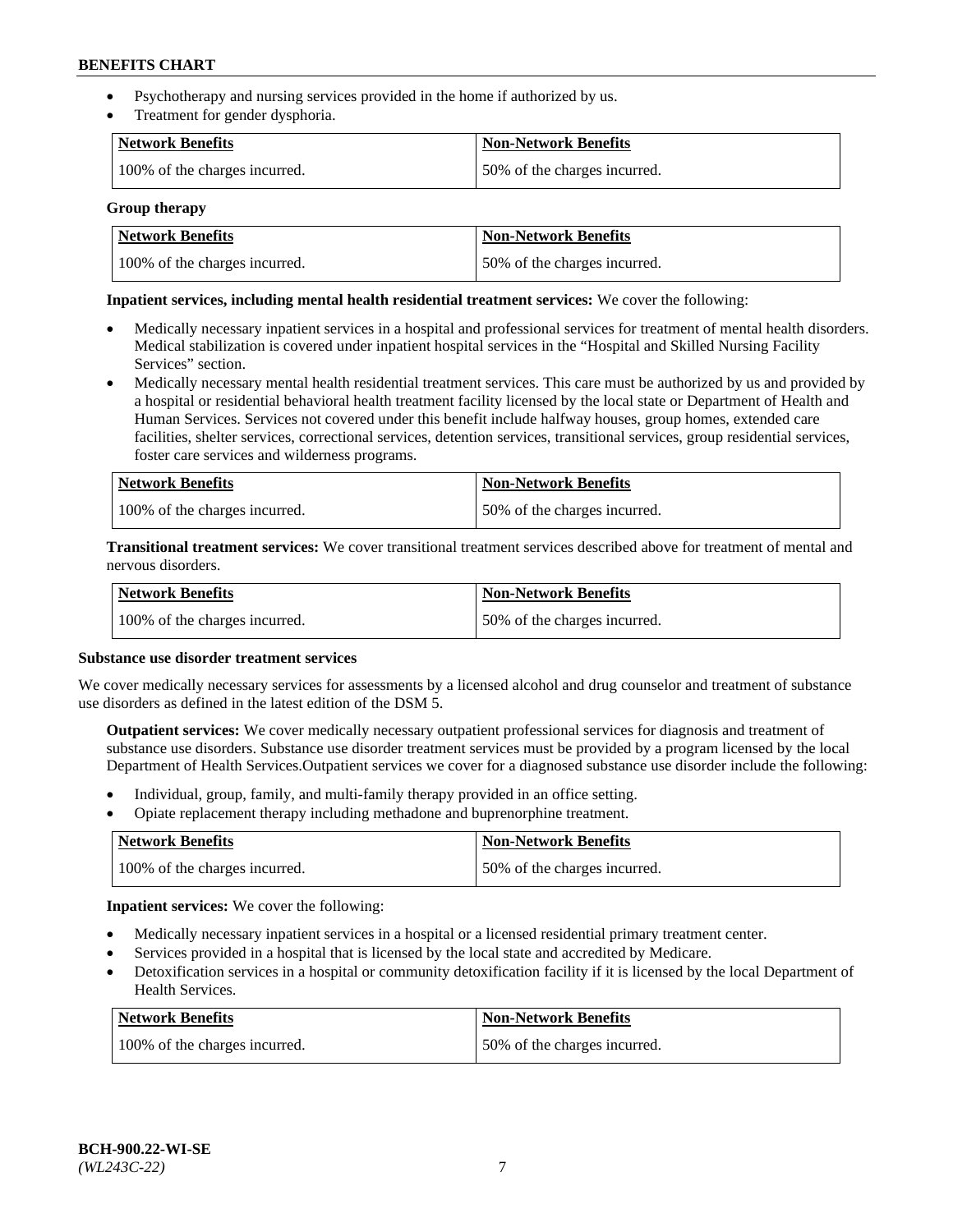- Psychotherapy and nursing services provided in the home if authorized by us.
- Treatment for gender dysphoria.

| Network Benefits | Non-Network Benefits |
| --- | --- |
| 100% of the charges incurred. | 50% of the charges incurred. |

**Group therapy**

| Network Benefits | Non-Network Benefits |
| --- | --- |
| 100% of the charges incurred. | 50% of the charges incurred. |

**Inpatient services, including mental health residential treatment services:** We cover the following:

- Medically necessary inpatient services in a hospital and professional services for treatment of mental health disorders. Medical stabilization is covered under inpatient hospital services in the "Hospital and Skilled Nursing Facility Services" section.
- Medically necessary mental health residential treatment services. This care must be authorized by us and provided by a hospital or residential behavioral health treatment facility licensed by the local state or Department of Health and Human Services. Services not covered under this benefit include halfway houses, group homes, extended care facilities, shelter services, correctional services, detention services, transitional services, group residential services, foster care services and wilderness programs.

| Network Benefits | Non-Network Benefits |
| --- | --- |
| 100% of the charges incurred. | 50% of the charges incurred. |

**Transitional treatment services:** We cover transitional treatment services described above for treatment of mental and nervous disorders.

| Network Benefits | Non-Network Benefits |
| --- | --- |
| 100% of the charges incurred. | 50% of the charges incurred. |

**Substance use disorder treatment services**

We cover medically necessary services for assessments by a licensed alcohol and drug counselor and treatment of substance use disorders as defined in the latest edition of the DSM 5.

**Outpatient services:** We cover medically necessary outpatient professional services for diagnosis and treatment of substance use disorders. Substance use disorder treatment services must be provided by a program licensed by the local Department of Health Services.Outpatient services we cover for a diagnosed substance use disorder include the following:

- Individual, group, family, and multi-family therapy provided in an office setting.
- Opiate replacement therapy including methadone and buprenorphine treatment.

| Network Benefits | Non-Network Benefits |
| --- | --- |
| 100% of the charges incurred. | 50% of the charges incurred. |

**Inpatient services:** We cover the following:

- Medically necessary inpatient services in a hospital or a licensed residential primary treatment center.
- Services provided in a hospital that is licensed by the local state and accredited by Medicare.
- Detoxification services in a hospital or community detoxification facility if it is licensed by the local Department of Health Services.

| Network Benefits | Non-Network Benefits |
| --- | --- |
| 100% of the charges incurred. | 50% of the charges incurred. |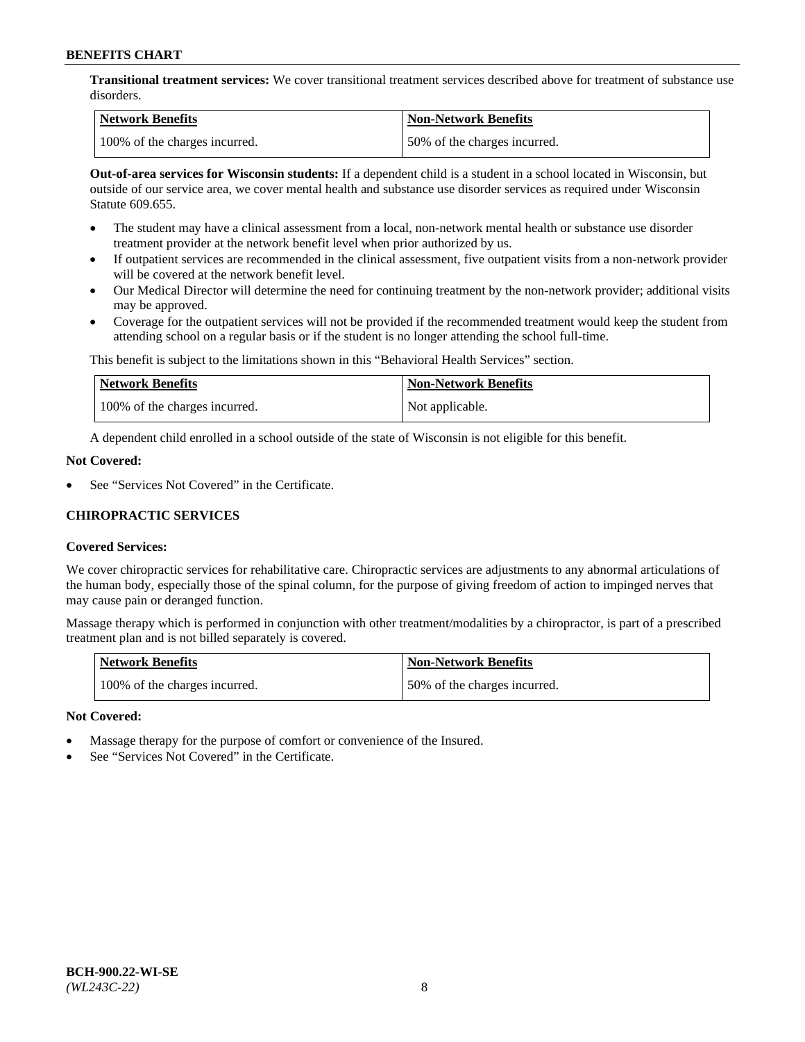**Transitional treatment services:** We cover transitional treatment services described above for treatment of substance use disorders.

| Network Benefits | Non-Network Benefits |
|---|---|
| 100% of the charges incurred. | 50% of the charges incurred. |

**Out-of-area services for Wisconsin students:** If a dependent child is a student in a school located in Wisconsin, but outside of our service area, we cover mental health and substance use disorder services as required under Wisconsin Statute 609.655.

- The student may have a clinical assessment from a local, non-network mental health or substance use disorder treatment provider at the network benefit level when prior authorized by us.
- If outpatient services are recommended in the clinical assessment, five outpatient visits from a non-network provider will be covered at the network benefit level.
- Our Medical Director will determine the need for continuing treatment by the non-network provider; additional visits may be approved.
- Coverage for the outpatient services will not be provided if the recommended treatment would keep the student from attending school on a regular basis or if the student is no longer attending the school full-time.

This benefit is subject to the limitations shown in this "Behavioral Health Services" section.

| Network Benefits | Non-Network Benefits |
|---|---|
| 100% of the charges incurred. | Not applicable. |

A dependent child enrolled in a school outside of the state of Wisconsin is not eligible for this benefit.

**Not Covered:**

- See "Services Not Covered" in the Certificate.

## CHIROPRACTIC SERVICES

**Covered Services:**

We cover chiropractic services for rehabilitative care. Chiropractic services are adjustments to any abnormal articulations of the human body, especially those of the spinal column, for the purpose of giving freedom of action to impinged nerves that may cause pain or deranged function.

Massage therapy which is performed in conjunction with other treatment/modalities by a chiropractor, is part of a prescribed treatment plan and is not billed separately is covered.

| Network Benefits | Non-Network Benefits |
|---|---|
| 100% of the charges incurred. | 50% of the charges incurred. |

**Not Covered:**

- Massage therapy for the purpose of comfort or convenience of the Insured.
- See "Services Not Covered" in the Certificate.

BCH-900.22-WI-SE
*(WL243C-22)*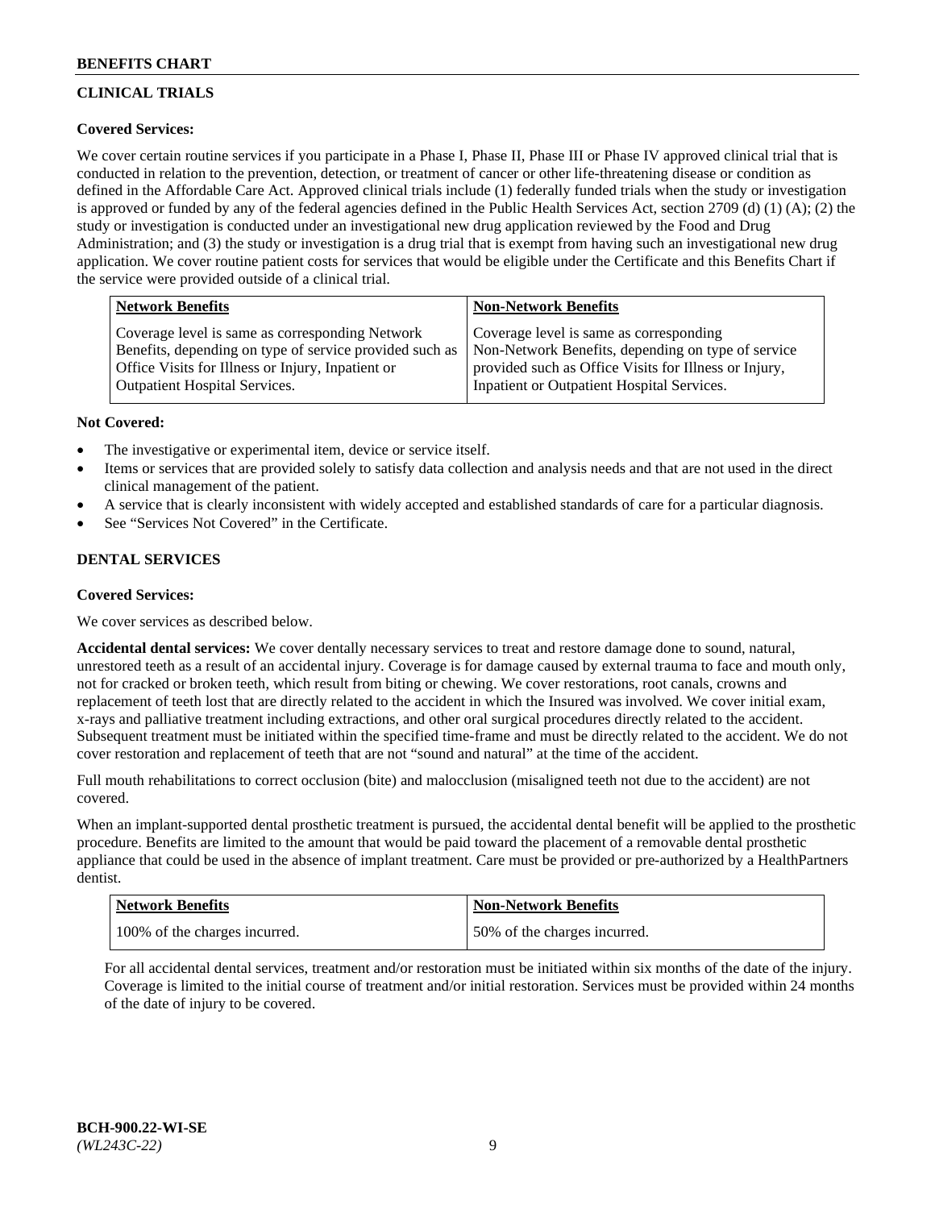## CLINICAL TRIALS

**Covered Services:**

We cover certain routine services if you participate in a Phase I, Phase II, Phase III or Phase IV approved clinical trial that is conducted in relation to the prevention, detection, or treatment of cancer or other life-threatening disease or condition as defined in the Affordable Care Act. Approved clinical trials include (1) federally funded trials when the study or investigation is approved or funded by any of the federal agencies defined in the Public Health Services Act, section 2709 (d) (1) (A); (2) the study or investigation is conducted under an investigational new drug application reviewed by the Food and Drug Administration; and (3) the study or investigation is a drug trial that is exempt from having such an investigational new drug application. We cover routine patient costs for services that would be eligible under the Certificate and this Benefits Chart if the service were provided outside of a clinical trial.

| Network Benefits | Non-Network Benefits |
|---|---|
| Coverage level is same as corresponding Network Benefits, depending on type of service provided such as Office Visits for Illness or Injury, Inpatient or Outpatient Hospital Services. | Coverage level is same as corresponding Non-Network Benefits, depending on type of service provided such as Office Visits for Illness or Injury, Inpatient or Outpatient Hospital Services. |

**Not Covered:**

- The investigative or experimental item, device or service itself.
- Items or services that are provided solely to satisfy data collection and analysis needs and that are not used in the direct clinical management of the patient.
- A service that is clearly inconsistent with widely accepted and established standards of care for a particular diagnosis.
- See "Services Not Covered" in the Certificate.

## DENTAL SERVICES

**Covered Services:**

We cover services as described below.

**Accidental dental services:** We cover dentally necessary services to treat and restore damage done to sound, natural, unrestored teeth as a result of an accidental injury. Coverage is for damage caused by external trauma to face and mouth only, not for cracked or broken teeth, which result from biting or chewing. We cover restorations, root canals, crowns and replacement of teeth lost that are directly related to the accident in which the Insured was involved. We cover initial exam, x-rays and palliative treatment including extractions, and other oral surgical procedures directly related to the accident. Subsequent treatment must be initiated within the specified time-frame and must be directly related to the accident. We do not cover restoration and replacement of teeth that are not "sound and natural" at the time of the accident.

Full mouth rehabilitations to correct occlusion (bite) and malocclusion (misaligned teeth not due to the accident) are not covered.

When an implant-supported dental prosthetic treatment is pursued, the accidental dental benefit will be applied to the prosthetic procedure. Benefits are limited to the amount that would be paid toward the placement of a removable dental prosthetic appliance that could be used in the absence of implant treatment. Care must be provided or pre-authorized by a HealthPartners dentist.

| Network Benefits | Non-Network Benefits |
|---|---|
| 100% of the charges incurred. | 50% of the charges incurred. |

For all accidental dental services, treatment and/or restoration must be initiated within six months of the date of the injury. Coverage is limited to the initial course of treatment and/or initial restoration. Services must be provided within 24 months of the date of injury to be covered.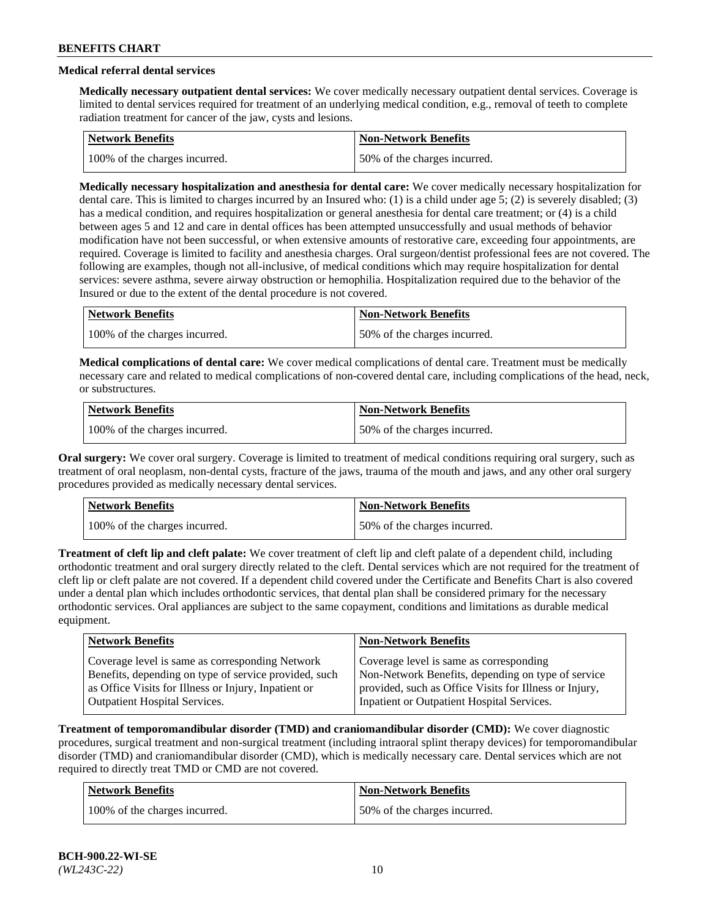#### Medical referral dental services

**Medically necessary outpatient dental services:** We cover medically necessary outpatient dental services. Coverage is limited to dental services required for treatment of an underlying medical condition, e.g., removal of teeth to complete radiation treatment for cancer of the jaw, cysts and lesions.

| Network Benefits | Non-Network Benefits |
| --- | --- |
| 100% of the charges incurred. | 50% of the charges incurred. |

**Medically necessary hospitalization and anesthesia for dental care:** We cover medically necessary hospitalization for dental care. This is limited to charges incurred by an Insured who: (1) is a child under age 5; (2) is severely disabled; (3) has a medical condition, and requires hospitalization or general anesthesia for dental care treatment; or (4) is a child between ages 5 and 12 and care in dental offices has been attempted unsuccessfully and usual methods of behavior modification have not been successful, or when extensive amounts of restorative care, exceeding four appointments, are required. Coverage is limited to facility and anesthesia charges. Oral surgeon/dentist professional fees are not covered. The following are examples, though not all-inclusive, of medical conditions which may require hospitalization for dental services: severe asthma, severe airway obstruction or hemophilia. Hospitalization required due to the behavior of the Insured or due to the extent of the dental procedure is not covered.

| Network Benefits | Non-Network Benefits |
| --- | --- |
| 100% of the charges incurred. | 50% of the charges incurred. |

**Medical complications of dental care:** We cover medical complications of dental care. Treatment must be medically necessary care and related to medical complications of non-covered dental care, including complications of the head, neck, or substructures.

| Network Benefits | Non-Network Benefits |
| --- | --- |
| 100% of the charges incurred. | 50% of the charges incurred. |

**Oral surgery:** We cover oral surgery. Coverage is limited to treatment of medical conditions requiring oral surgery, such as treatment of oral neoplasm, non-dental cysts, fracture of the jaws, trauma of the mouth and jaws, and any other oral surgery procedures provided as medically necessary dental services.

| Network Benefits | Non-Network Benefits |
| --- | --- |
| 100% of the charges incurred. | 50% of the charges incurred. |

**Treatment of cleft lip and cleft palate:** We cover treatment of cleft lip and cleft palate of a dependent child, including orthodontic treatment and oral surgery directly related to the cleft. Dental services which are not required for the treatment of cleft lip or cleft palate are not covered. If a dependent child covered under the Certificate and Benefits Chart is also covered under a dental plan which includes orthodontic services, that dental plan shall be considered primary for the necessary orthodontic services. Oral appliances are subject to the same copayment, conditions and limitations as durable medical equipment.

| Network Benefits | Non-Network Benefits |
| --- | --- |
| Coverage level is same as corresponding Network Benefits, depending on type of service provided, such as Office Visits for Illness or Injury, Inpatient or Outpatient Hospital Services. | Coverage level is same as corresponding Non-Network Benefits, depending on type of service provided, such as Office Visits for Illness or Injury, Inpatient or Outpatient Hospital Services. |

**Treatment of temporomandibular disorder (TMD) and craniomandibular disorder (CMD):** We cover diagnostic procedures, surgical treatment and non-surgical treatment (including intraoral splint therapy devices) for temporomandibular disorder (TMD) and craniomandibular disorder (CMD), which is medically necessary care. Dental services which are not required to directly treat TMD or CMD are not covered.

| Network Benefits | Non-Network Benefits |
| --- | --- |
| 100% of the charges incurred. | 50% of the charges incurred. |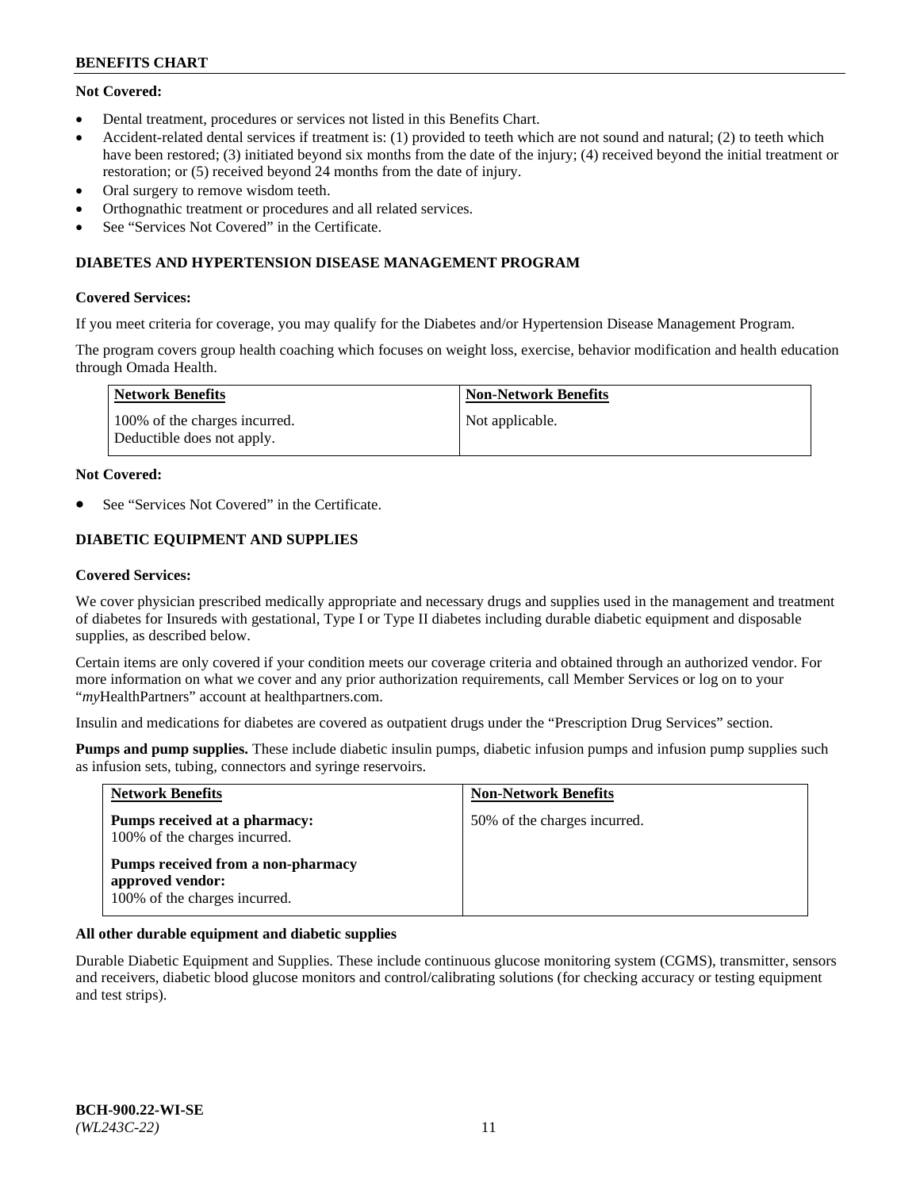**Not Covered:**

- Dental treatment, procedures or services not listed in this Benefits Chart.
- Accident-related dental services if treatment is: (1) provided to teeth which are not sound and natural; (2) to teeth which have been restored; (3) initiated beyond six months from the date of the injury; (4) received beyond the initial treatment or restoration; or (5) received beyond 24 months from the date of injury.
- Oral surgery to remove wisdom teeth.
- Orthognathic treatment or procedures and all related services.
- See "Services Not Covered" in the Certificate.

## DIABETES AND HYPERTENSION DISEASE MANAGEMENT PROGRAM

**Covered Services:**

If you meet criteria for coverage, you may qualify for the Diabetes and/or Hypertension Disease Management Program.

The program covers group health coaching which focuses on weight loss, exercise, behavior modification and health education through Omada Health.

| Network Benefits | Non-Network Benefits |
|---|---|
| 100% of the charges incurred. Deductible does not apply. | Not applicable. |

**Not Covered:**

- See "Services Not Covered" in the Certificate.

## DIABETIC EQUIPMENT AND SUPPLIES

**Covered Services:**

We cover physician prescribed medically appropriate and necessary drugs and supplies used in the management and treatment of diabetes for Insureds with gestational, Type I or Type II diabetes including durable diabetic equipment and disposable supplies, as described below.

Certain items are only covered if your condition meets our coverage criteria and obtained through an authorized vendor. For more information on what we cover and any prior authorization requirements, call Member Services or log on to your "*my*HealthPartners" account at healthpartners.com.

Insulin and medications for diabetes are covered as outpatient drugs under the "Prescription Drug Services" section.

**Pumps and pump supplies.** These include diabetic insulin pumps, diabetic infusion pumps and infusion pump supplies such as infusion sets, tubing, connectors and syringe reservoirs.

| Network Benefits | Non-Network Benefits |
|---|---|
| **Pumps received at a pharmacy:** 100% of the charges incurred.<br><br>**Pumps received from a non-pharmacy approved vendor:** 100% of the charges incurred. | 50% of the charges incurred. |

**All other durable equipment and diabetic supplies**

Durable Diabetic Equipment and Supplies. These include continuous glucose monitoring system (CGMS), transmitter, sensors and receivers, diabetic blood glucose monitors and control/calibrating solutions (for checking accuracy or testing equipment and test strips).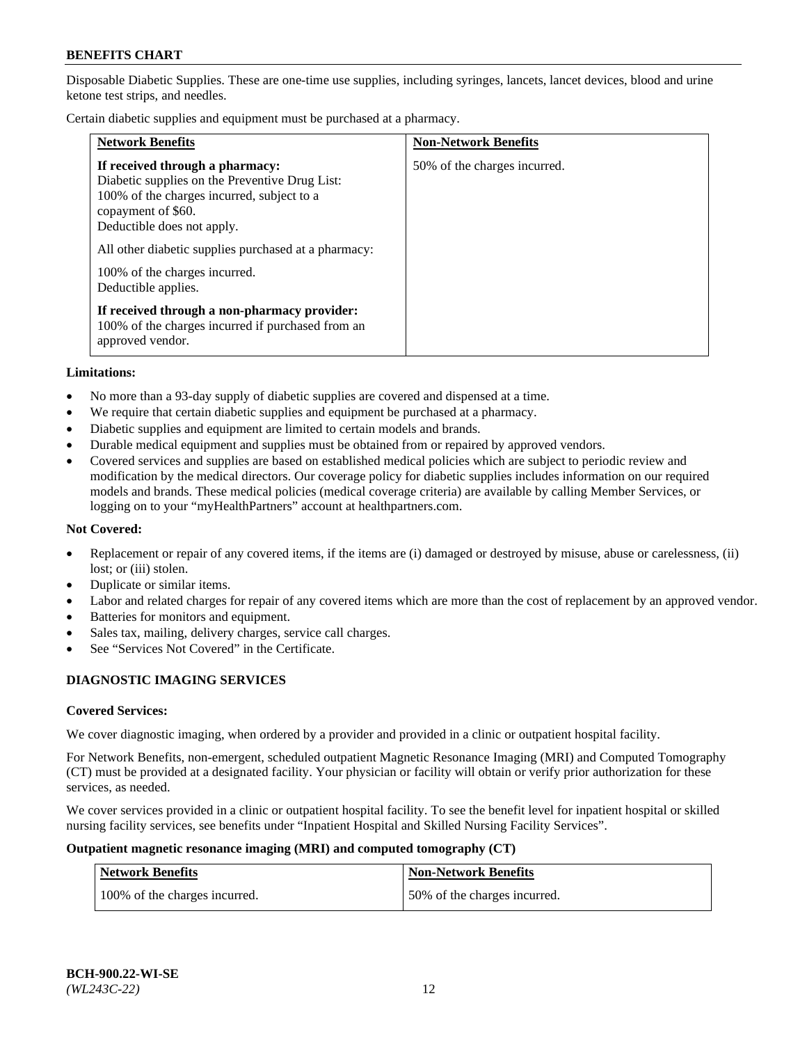Disposable Diabetic Supplies. These are one-time use supplies, including syringes, lancets, lancet devices, blood and urine ketone test strips, and needles.

Certain diabetic supplies and equipment must be purchased at a pharmacy.

| Network Benefits | Non-Network Benefits |
| --- | --- |
| **If received through a pharmacy:** Diabetic supplies on the Preventive Drug List: 100% of the charges incurred, subject to a copayment of $60. Deductible does not apply.<br><br>All other diabetic supplies purchased at a pharmacy:<br><br>100% of the charges incurred. Deductible applies.<br><br>**If received through a non-pharmacy provider:** 100% of the charges incurred if purchased from an approved vendor. | 50% of the charges incurred. |

**Limitations:**

- No more than a 93-day supply of diabetic supplies are covered and dispensed at a time.
- We require that certain diabetic supplies and equipment be purchased at a pharmacy.
- Diabetic supplies and equipment are limited to certain models and brands.
- Durable medical equipment and supplies must be obtained from or repaired by approved vendors.
- Covered services and supplies are based on established medical policies which are subject to periodic review and modification by the medical directors. Our coverage policy for diabetic supplies includes information on our required models and brands. These medical policies (medical coverage criteria) are available by calling Member Services, or logging on to your "myHealthPartners" account at healthpartners.com.

**Not Covered:**

- Replacement or repair of any covered items, if the items are (i) damaged or destroyed by misuse, abuse or carelessness, (ii) lost; or (iii) stolen.
- Duplicate or similar items.
- Labor and related charges for repair of any covered items which are more than the cost of replacement by an approved vendor.
- Batteries for monitors and equipment.
- Sales tax, mailing, delivery charges, service call charges.
- See "Services Not Covered" in the Certificate.

## DIAGNOSTIC IMAGING SERVICES

**Covered Services:**

We cover diagnostic imaging, when ordered by a provider and provided in a clinic or outpatient hospital facility.

For Network Benefits, non-emergent, scheduled outpatient Magnetic Resonance Imaging (MRI) and Computed Tomography (CT) must be provided at a designated facility. Your physician or facility will obtain or verify prior authorization for these services, as needed.

We cover services provided in a clinic or outpatient hospital facility. To see the benefit level for inpatient hospital or skilled nursing facility services, see benefits under "Inpatient Hospital and Skilled Nursing Facility Services".

**Outpatient magnetic resonance imaging (MRI) and computed tomography (CT)**

| Network Benefits | Non-Network Benefits |
| --- | --- |
| 100% of the charges incurred. | 50% of the charges incurred. |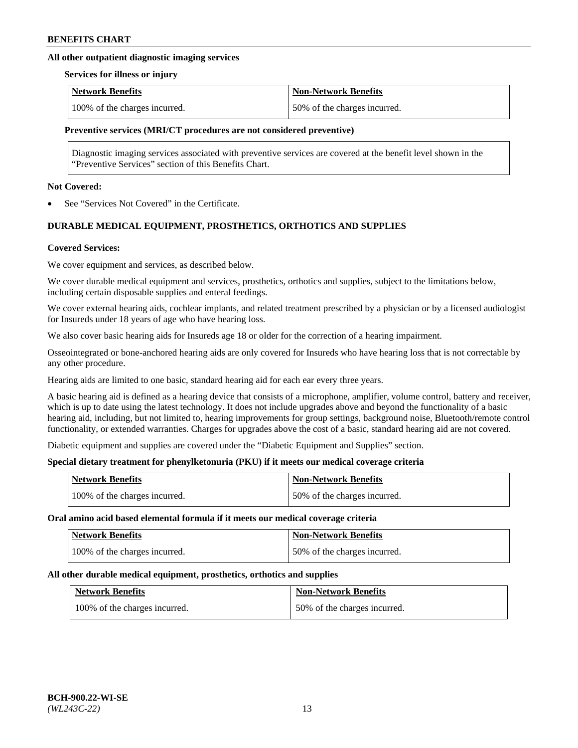#### All other outpatient diagnostic imaging services

**Services for illness or injury**

| Network Benefits | Non-Network Benefits |
|---|---|
| 100% of the charges incurred. | 50% of the charges incurred. |

**Preventive services (MRI/CT procedures are not considered preventive)**

Diagnostic imaging services associated with preventive services are covered at the benefit level shown in the "Preventive Services" section of this Benefits Chart.

**Not Covered:**

- See "Services Not Covered" in the Certificate.

### DURABLE MEDICAL EQUIPMENT, PROSTHETICS, ORTHOTICS AND SUPPLIES

**Covered Services:**

We cover equipment and services, as described below.

We cover durable medical equipment and services, prosthetics, orthotics and supplies, subject to the limitations below, including certain disposable supplies and enteral feedings.

We cover external hearing aids, cochlear implants, and related treatment prescribed by a physician or by a licensed audiologist for Insureds under 18 years of age who have hearing loss.

We also cover basic hearing aids for Insureds age 18 or older for the correction of a hearing impairment.

Osseointegrated or bone-anchored hearing aids are only covered for Insureds who have hearing loss that is not correctable by any other procedure.

Hearing aids are limited to one basic, standard hearing aid for each ear every three years.

A basic hearing aid is defined as a hearing device that consists of a microphone, amplifier, volume control, battery and receiver, which is up to date using the latest technology. It does not include upgrades above and beyond the functionality of a basic hearing aid, including, but not limited to, hearing improvements for group settings, background noise, Bluetooth/remote control functionality, or extended warranties. Charges for upgrades above the cost of a basic, standard hearing aid are not covered.

Diabetic equipment and supplies are covered under the "Diabetic Equipment and Supplies" section.

**Special dietary treatment for phenylketonuria (PKU) if it meets our medical coverage criteria**

| Network Benefits | Non-Network Benefits |
|---|---|
| 100% of the charges incurred. | 50% of the charges incurred. |

**Oral amino acid based elemental formula if it meets our medical coverage criteria**

| Network Benefits | Non-Network Benefits |
|---|---|
| 100% of the charges incurred. | 50% of the charges incurred. |

**All other durable medical equipment, prosthetics, orthotics and supplies**

| Network Benefits | Non-Network Benefits |
|---|---|
| 100% of the charges incurred. | 50% of the charges incurred. |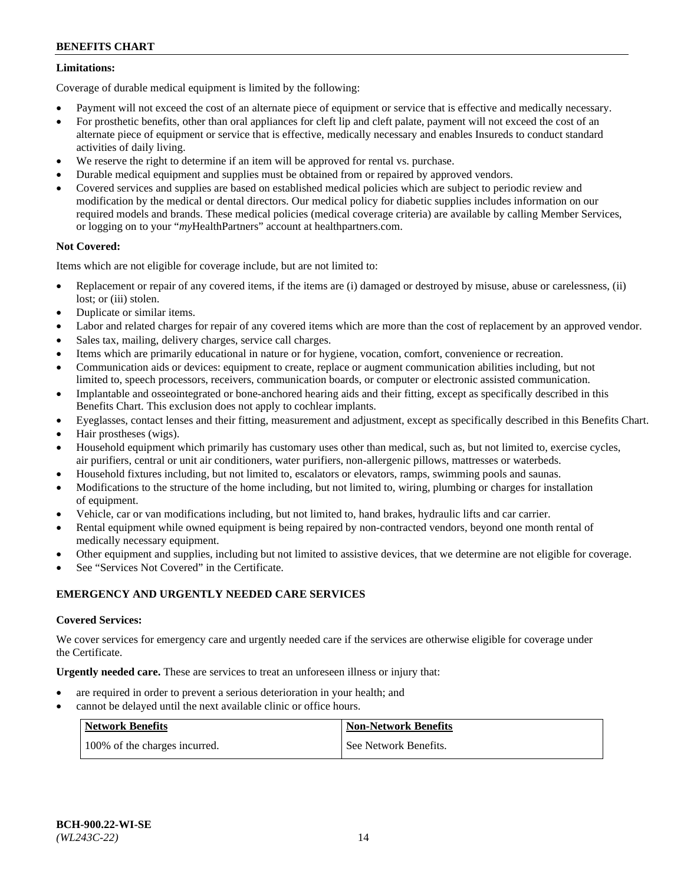**Limitations:**

Coverage of durable medical equipment is limited by the following:

- Payment will not exceed the cost of an alternate piece of equipment or service that is effective and medically necessary.
- For prosthetic benefits, other than oral appliances for cleft lip and cleft palate, payment will not exceed the cost of an alternate piece of equipment or service that is effective, medically necessary and enables Insureds to conduct standard activities of daily living.
- We reserve the right to determine if an item will be approved for rental vs. purchase.
- Durable medical equipment and supplies must be obtained from or repaired by approved vendors.
- Covered services and supplies are based on established medical policies which are subject to periodic review and modification by the medical or dental directors. Our medical policy for diabetic supplies includes information on our required models and brands. These medical policies (medical coverage criteria) are available by calling Member Services, or logging on to your "*my*HealthPartners" account at healthpartners.com.

**Not Covered:**

Items which are not eligible for coverage include, but are not limited to:

- Replacement or repair of any covered items, if the items are (i) damaged or destroyed by misuse, abuse or carelessness, (ii) lost; or (iii) stolen.
- Duplicate or similar items.
- Labor and related charges for repair of any covered items which are more than the cost of replacement by an approved vendor.
- Sales tax, mailing, delivery charges, service call charges.
- Items which are primarily educational in nature or for hygiene, vocation, comfort, convenience or recreation.
- Communication aids or devices: equipment to create, replace or augment communication abilities including, but not limited to, speech processors, receivers, communication boards, or computer or electronic assisted communication.
- Implantable and osseointegrated or bone-anchored hearing aids and their fitting, except as specifically described in this Benefits Chart. This exclusion does not apply to cochlear implants.
- Eyeglasses, contact lenses and their fitting, measurement and adjustment, except as specifically described in this Benefits Chart.
- Hair prostheses (wigs).
- Household equipment which primarily has customary uses other than medical, such as, but not limited to, exercise cycles, air purifiers, central or unit air conditioners, water purifiers, non-allergenic pillows, mattresses or waterbeds.
- Household fixtures including, but not limited to, escalators or elevators, ramps, swimming pools and saunas.
- Modifications to the structure of the home including, but not limited to, wiring, plumbing or charges for installation of equipment.
- Vehicle, car or van modifications including, but not limited to, hand brakes, hydraulic lifts and car carrier.
- Rental equipment while owned equipment is being repaired by non-contracted vendors, beyond one month rental of medically necessary equipment.
- Other equipment and supplies, including but not limited to assistive devices, that we determine are not eligible for coverage.
- See "Services Not Covered" in the Certificate.

## EMERGENCY AND URGENTLY NEEDED CARE SERVICES

**Covered Services:**

We cover services for emergency care and urgently needed care if the services are otherwise eligible for coverage under the Certificate.

**Urgently needed care.** These are services to treat an unforeseen illness or injury that:

- are required in order to prevent a serious deterioration in your health; and
- cannot be delayed until the next available clinic or office hours.

| Network Benefits | Non-Network Benefits |
|---|---|
| 100% of the charges incurred. | See Network Benefits. |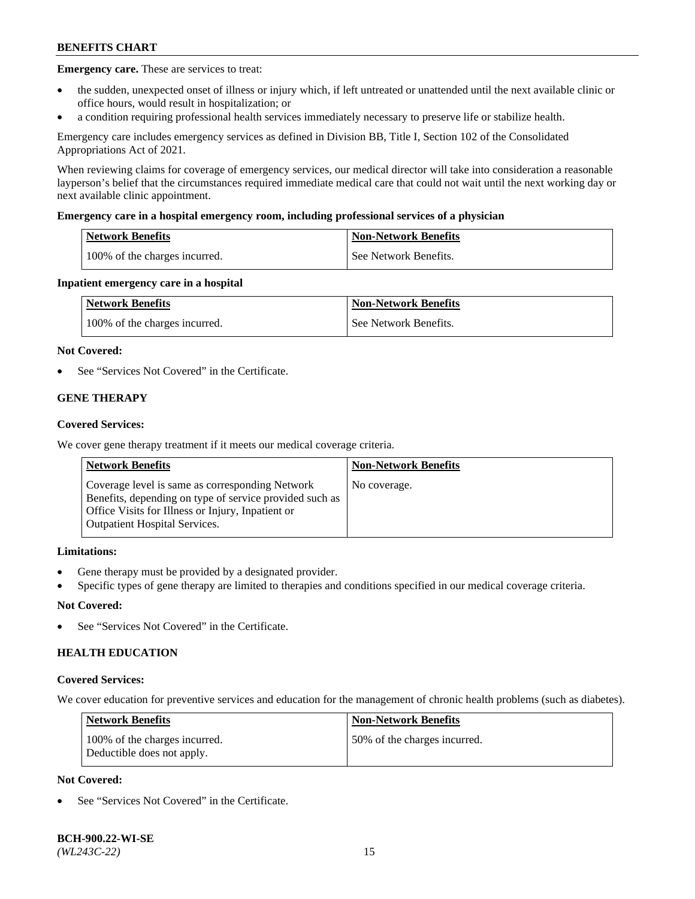**Emergency care.** These are services to treat:

- the sudden, unexpected onset of illness or injury which, if left untreated or unattended until the next available clinic or office hours, would result in hospitalization; or
- a condition requiring professional health services immediately necessary to preserve life or stabilize health.

Emergency care includes emergency services as defined in Division BB, Title I, Section 102 of the Consolidated Appropriations Act of 2021.

When reviewing claims for coverage of emergency services, our medical director will take into consideration a reasonable layperson's belief that the circumstances required immediate medical care that could not wait until the next working day or next available clinic appointment.

**Emergency care in a hospital emergency room, including professional services of a physician**

| Network Benefits | Non-Network Benefits |
|---|---|
| 100% of the charges incurred. | See Network Benefits. |

**Inpatient emergency care in a hospital**

| Network Benefits | Non-Network Benefits |
|---|---|
| 100% of the charges incurred. | See Network Benefits. |

**Not Covered:**

- See "Services Not Covered" in the Certificate.

## GENE THERAPY

**Covered Services:**

We cover gene therapy treatment if it meets our medical coverage criteria.

| Network Benefits | Non-Network Benefits |
|---|---|
| Coverage level is same as corresponding Network Benefits, depending on type of service provided such as Office Visits for Illness or Injury, Inpatient or Outpatient Hospital Services. | No coverage. |

**Limitations:**

- Gene therapy must be provided by a designated provider.
- Specific types of gene therapy are limited to therapies and conditions specified in our medical coverage criteria.

**Not Covered:**

- See "Services Not Covered" in the Certificate.

## HEALTH EDUCATION

**Covered Services:**

We cover education for preventive services and education for the management of chronic health problems (such as diabetes).

| Network Benefits | Non-Network Benefits |
|---|---|
| 100% of the charges incurred. Deductible does not apply. | 50% of the charges incurred. |

**Not Covered:**

- See "Services Not Covered" in the Certificate.

**BCH-900.22-WI-SE**
*(WL243C-22)*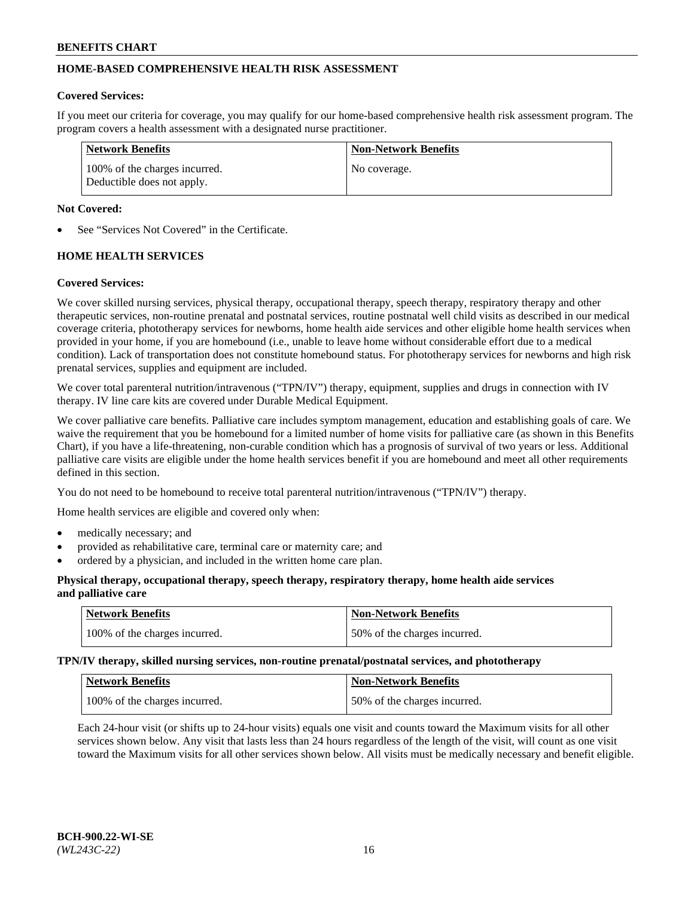## HOME-BASED COMPREHENSIVE HEALTH RISK ASSESSMENT

**Covered Services:**

If you meet our criteria for coverage, you may qualify for our home-based comprehensive health risk assessment program. The program covers a health assessment with a designated nurse practitioner.

| Network Benefits | Non-Network Benefits |
|---|---|
| 100% of the charges incurred. Deductible does not apply. | No coverage. |

**Not Covered:**

- See "Services Not Covered" in the Certificate.

## HOME HEALTH SERVICES

**Covered Services:**

We cover skilled nursing services, physical therapy, occupational therapy, speech therapy, respiratory therapy and other therapeutic services, non-routine prenatal and postnatal services, routine postnatal well child visits as described in our medical coverage criteria, phototherapy services for newborns, home health aide services and other eligible home health services when provided in your home, if you are homebound (i.e., unable to leave home without considerable effort due to a medical condition). Lack of transportation does not constitute homebound status. For phototherapy services for newborns and high risk prenatal services, supplies and equipment are included.

We cover total parenteral nutrition/intravenous ("TPN/IV") therapy, equipment, supplies and drugs in connection with IV therapy. IV line care kits are covered under Durable Medical Equipment.

We cover palliative care benefits. Palliative care includes symptom management, education and establishing goals of care. We waive the requirement that you be homebound for a limited number of home visits for palliative care (as shown in this Benefits Chart), if you have a life-threatening, non-curable condition which has a prognosis of survival of two years or less. Additional palliative care visits are eligible under the home health services benefit if you are homebound and meet all other requirements defined in this section.

You do not need to be homebound to receive total parenteral nutrition/intravenous ("TPN/IV") therapy.

Home health services are eligible and covered only when:

- medically necessary; and
- provided as rehabilitative care, terminal care or maternity care; and
- ordered by a physician, and included in the written home care plan.

**Physical therapy, occupational therapy, speech therapy, respiratory therapy, home health aide services and palliative care**

| Network Benefits | Non-Network Benefits |
|---|---|
| 100% of the charges incurred. | 50% of the charges incurred. |

**TPN/IV therapy, skilled nursing services, non-routine prenatal/postnatal services, and phototherapy**

| Network Benefits | Non-Network Benefits |
|---|---|
| 100% of the charges incurred. | 50% of the charges incurred. |

Each 24-hour visit (or shifts up to 24-hour visits) equals one visit and counts toward the Maximum visits for all other services shown below. Any visit that lasts less than 24 hours regardless of the length of the visit, will count as one visit toward the Maximum visits for all other services shown below. All visits must be medically necessary and benefit eligible.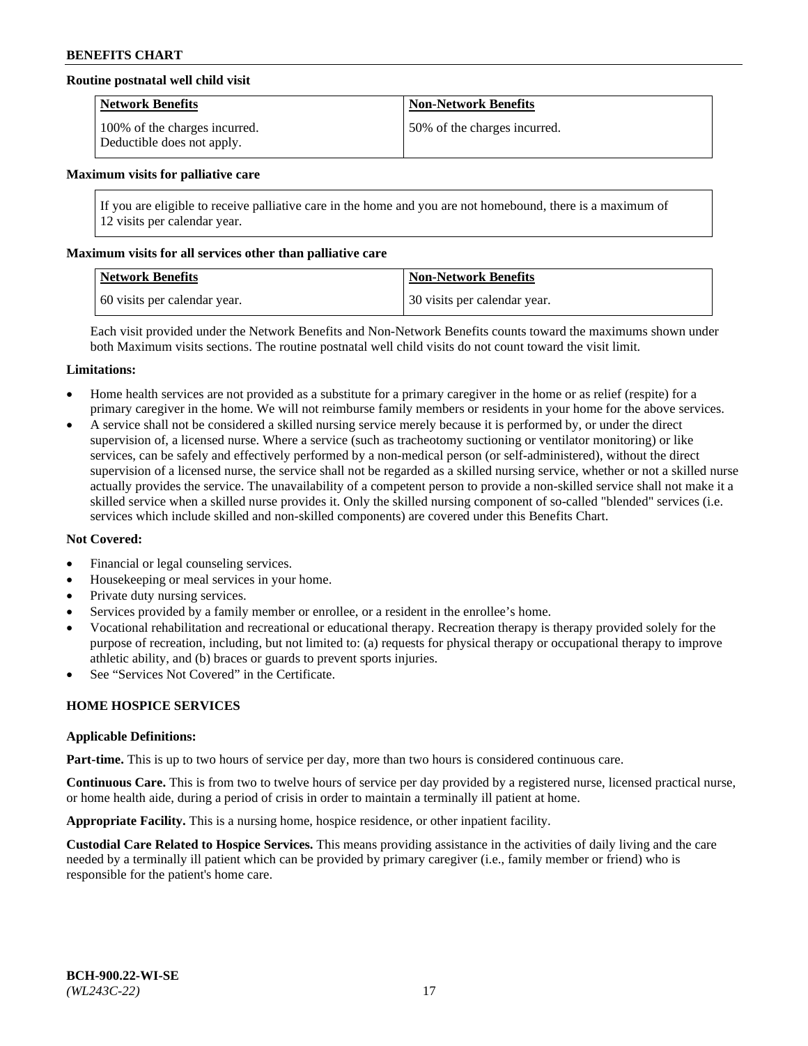**Routine postnatal well child visit**

| Network Benefits | Non-Network Benefits |
| --- | --- |
| 100% of the charges incurred. Deductible does not apply. | 50% of the charges incurred. |

**Maximum visits for palliative care**

| If you are eligible to receive palliative care in the home and you are not homebound, there is a maximum of 12 visits per calendar year. |
| --- |

**Maximum visits for all services other than palliative care**

| Network Benefits | Non-Network Benefits |
| --- | --- |
| 60 visits per calendar year. | 30 visits per calendar year. |

Each visit provided under the Network Benefits and Non-Network Benefits counts toward the maximums shown under both Maximum visits sections. The routine postnatal well child visits do not count toward the visit limit.

**Limitations:**

- Home health services are not provided as a substitute for a primary caregiver in the home or as relief (respite) for a primary caregiver in the home. We will not reimburse family members or residents in your home for the above services.
- A service shall not be considered a skilled nursing service merely because it is performed by, or under the direct supervision of, a licensed nurse. Where a service (such as tracheotomy suctioning or ventilator monitoring) or like services, can be safely and effectively performed by a non-medical person (or self-administered), without the direct supervision of a licensed nurse, the service shall not be regarded as a skilled nursing service, whether or not a skilled nurse actually provides the service. The unavailability of a competent person to provide a non-skilled service shall not make it a skilled service when a skilled nurse provides it. Only the skilled nursing component of so-called "blended" services (i.e. services which include skilled and non-skilled components) are covered under this Benefits Chart.

**Not Covered:**

- Financial or legal counseling services.
- Housekeeping or meal services in your home.
- Private duty nursing services.
- Services provided by a family member or enrollee, or a resident in the enrollee's home.
- Vocational rehabilitation and recreational or educational therapy. Recreation therapy is therapy provided solely for the purpose of recreation, including, but not limited to: (a) requests for physical therapy or occupational therapy to improve athletic ability, and (b) braces or guards to prevent sports injuries.
- See "Services Not Covered" in the Certificate.

## HOME HOSPICE SERVICES

**Applicable Definitions:**

**Part-time.** This is up to two hours of service per day, more than two hours is considered continuous care.

**Continuous Care.** This is from two to twelve hours of service per day provided by a registered nurse, licensed practical nurse, or home health aide, during a period of crisis in order to maintain a terminally ill patient at home.

**Appropriate Facility.** This is a nursing home, hospice residence, or other inpatient facility.

**Custodial Care Related to Hospice Services.** This means providing assistance in the activities of daily living and the care needed by a terminally ill patient which can be provided by primary caregiver (i.e., family member or friend) who is responsible for the patient's home care.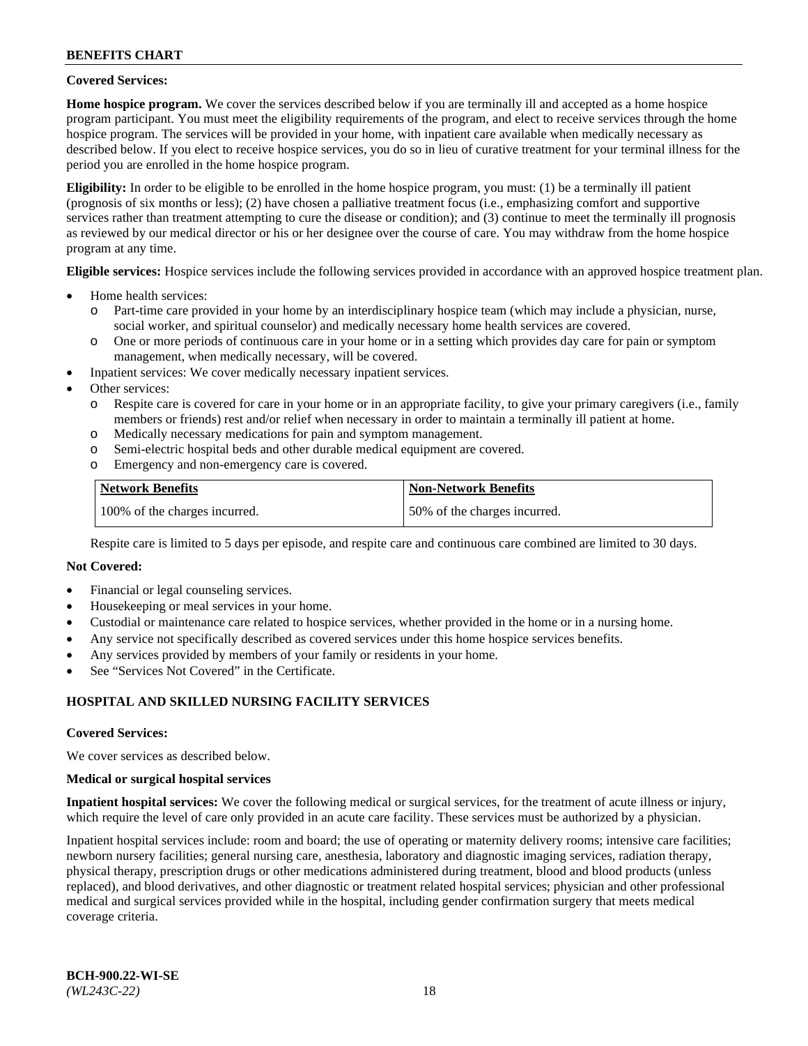**Covered Services:**

**Home hospice program.** We cover the services described below if you are terminally ill and accepted as a home hospice program participant. You must meet the eligibility requirements of the program, and elect to receive services through the home hospice program. The services will be provided in your home, with inpatient care available when medically necessary as described below. If you elect to receive hospice services, you do so in lieu of curative treatment for your terminal illness for the period you are enrolled in the home hospice program.

**Eligibility:** In order to be eligible to be enrolled in the home hospice program, you must: (1) be a terminally ill patient (prognosis of six months or less); (2) have chosen a palliative treatment focus (i.e., emphasizing comfort and supportive services rather than treatment attempting to cure the disease or condition); and (3) continue to meet the terminally ill prognosis as reviewed by our medical director or his or her designee over the course of care. You may withdraw from the home hospice program at any time.

**Eligible services:** Hospice services include the following services provided in accordance with an approved hospice treatment plan.

- Home health services:
  - Part-time care provided in your home by an interdisciplinary hospice team (which may include a physician, nurse, social worker, and spiritual counselor) and medically necessary home health services are covered.
  - One or more periods of continuous care in your home or in a setting which provides day care for pain or symptom management, when medically necessary, will be covered.
- Inpatient services: We cover medically necessary inpatient services.
- Other services:
  - Respite care is covered for care in your home or in an appropriate facility, to give your primary caregivers (i.e., family members or friends) rest and/or relief when necessary in order to maintain a terminally ill patient at home.
  - Medically necessary medications for pain and symptom management.
  - Semi-electric hospital beds and other durable medical equipment are covered.
  - Emergency and non-emergency care is covered.

| Network Benefits | Non-Network Benefits |
|---|---|
| 100% of the charges incurred. | 50% of the charges incurred. |

Respite care is limited to 5 days per episode, and respite care and continuous care combined are limited to 30 days.

**Not Covered:**

- Financial or legal counseling services.
- Housekeeping or meal services in your home.
- Custodial or maintenance care related to hospice services, whether provided in the home or in a nursing home.
- Any service not specifically described as covered services under this home hospice services benefits.
- Any services provided by members of your family or residents in your home.
- See "Services Not Covered" in the Certificate.

## HOSPITAL AND SKILLED NURSING FACILITY SERVICES

**Covered Services:**

We cover services as described below.

**Medical or surgical hospital services**

**Inpatient hospital services:** We cover the following medical or surgical services, for the treatment of acute illness or injury, which require the level of care only provided in an acute care facility. These services must be authorized by a physician.

Inpatient hospital services include: room and board; the use of operating or maternity delivery rooms; intensive care facilities; newborn nursery facilities; general nursing care, anesthesia, laboratory and diagnostic imaging services, radiation therapy, physical therapy, prescription drugs or other medications administered during treatment, blood and blood products (unless replaced), and blood derivatives, and other diagnostic or treatment related hospital services; physician and other professional medical and surgical services provided while in the hospital, including gender confirmation surgery that meets medical coverage criteria.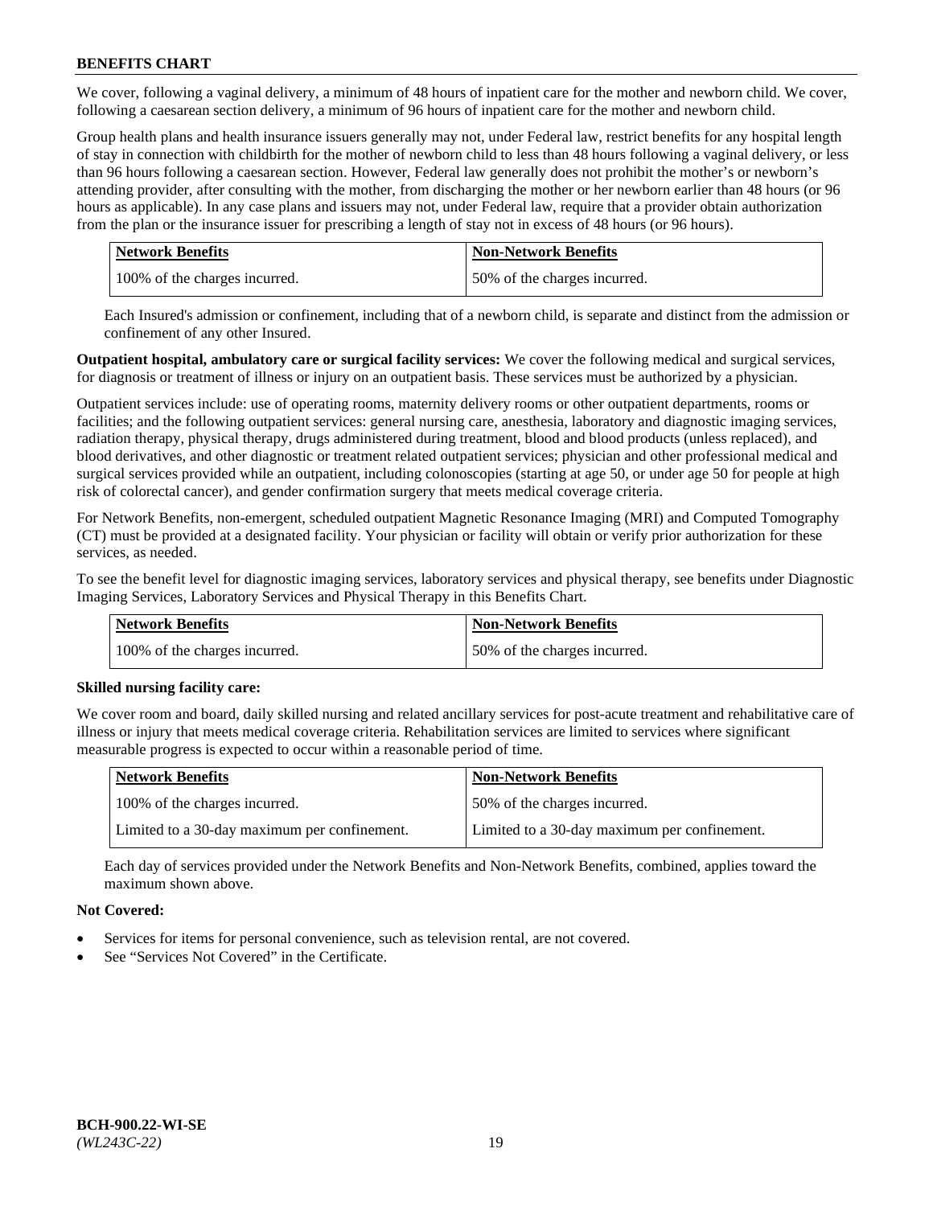We cover, following a vaginal delivery, a minimum of 48 hours of inpatient care for the mother and newborn child. We cover, following a caesarean section delivery, a minimum of 96 hours of inpatient care for the mother and newborn child.

Group health plans and health insurance issuers generally may not, under Federal law, restrict benefits for any hospital length of stay in connection with childbirth for the mother of newborn child to less than 48 hours following a vaginal delivery, or less than 96 hours following a caesarean section. However, Federal law generally does not prohibit the mother's or newborn's attending provider, after consulting with the mother, from discharging the mother or her newborn earlier than 48 hours (or 96 hours as applicable). In any case plans and issuers may not, under Federal law, require that a provider obtain authorization from the plan or the insurance issuer for prescribing a length of stay not in excess of 48 hours (or 96 hours).

| Network Benefits | Non-Network Benefits |
|---|---|
| 100% of the charges incurred. | 50% of the charges incurred. |

Each Insured's admission or confinement, including that of a newborn child, is separate and distinct from the admission or confinement of any other Insured.

**Outpatient hospital, ambulatory care or surgical facility services:** We cover the following medical and surgical services, for diagnosis or treatment of illness or injury on an outpatient basis. These services must be authorized by a physician.

Outpatient services include: use of operating rooms, maternity delivery rooms or other outpatient departments, rooms or facilities; and the following outpatient services: general nursing care, anesthesia, laboratory and diagnostic imaging services, radiation therapy, physical therapy, drugs administered during treatment, blood and blood products (unless replaced), and blood derivatives, and other diagnostic or treatment related outpatient services; physician and other professional medical and surgical services provided while an outpatient, including colonoscopies (starting at age 50, or under age 50 for people at high risk of colorectal cancer), and gender confirmation surgery that meets medical coverage criteria.

For Network Benefits, non-emergent, scheduled outpatient Magnetic Resonance Imaging (MRI) and Computed Tomography (CT) must be provided at a designated facility. Your physician or facility will obtain or verify prior authorization for these services, as needed.

To see the benefit level for diagnostic imaging services, laboratory services and physical therapy, see benefits under Diagnostic Imaging Services, Laboratory Services and Physical Therapy in this Benefits Chart.

| Network Benefits | Non-Network Benefits |
|---|---|
| 100% of the charges incurred. | 50% of the charges incurred. |

**Skilled nursing facility care:**

We cover room and board, daily skilled nursing and related ancillary services for post-acute treatment and rehabilitative care of illness or injury that meets medical coverage criteria. Rehabilitation services are limited to services where significant measurable progress is expected to occur within a reasonable period of time.

| Network Benefits | Non-Network Benefits |
|---|---|
| 100% of the charges incurred. | 50% of the charges incurred. |
| Limited to a 30-day maximum per confinement. | Limited to a 30-day maximum per confinement. |

Each day of services provided under the Network Benefits and Non-Network Benefits, combined, applies toward the maximum shown above.

**Not Covered:**

- Services for items for personal convenience, such as television rental, are not covered.
- See "Services Not Covered" in the Certificate.

**BCH-900.22-WI-SE**
*(WL243C-22)*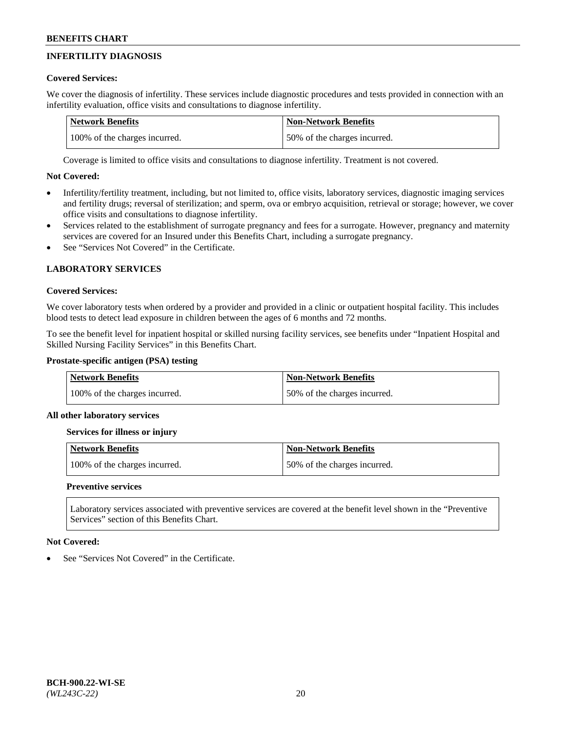## INFERTILITY DIAGNOSIS

**Covered Services:**

We cover the diagnosis of infertility. These services include diagnostic procedures and tests provided in connection with an infertility evaluation, office visits and consultations to diagnose infertility.

| Network Benefits | Non-Network Benefits |
|---|---|
| 100% of the charges incurred. | 50% of the charges incurred. |

Coverage is limited to office visits and consultations to diagnose infertility. Treatment is not covered.

**Not Covered:**

- Infertility/fertility treatment, including, but not limited to, office visits, laboratory services, diagnostic imaging services and fertility drugs; reversal of sterilization; and sperm, ova or embryo acquisition, retrieval or storage; however, we cover office visits and consultations to diagnose infertility.
- Services related to the establishment of surrogate pregnancy and fees for a surrogate. However, pregnancy and maternity services are covered for an Insured under this Benefits Chart, including a surrogate pregnancy.
- See "Services Not Covered" in the Certificate.

## LABORATORY SERVICES

**Covered Services:**

We cover laboratory tests when ordered by a provider and provided in a clinic or outpatient hospital facility. This includes blood tests to detect lead exposure in children between the ages of 6 months and 72 months.

To see the benefit level for inpatient hospital or skilled nursing facility services, see benefits under "Inpatient Hospital and Skilled Nursing Facility Services" in this Benefits Chart.

**Prostate-specific antigen (PSA) testing**

| Network Benefits | Non-Network Benefits |
|---|---|
| 100% of the charges incurred. | 50% of the charges incurred. |

**All other laboratory services**

**Services for illness or injury**

| Network Benefits | Non-Network Benefits |
|---|---|
| 100% of the charges incurred. | 50% of the charges incurred. |

**Preventive services**

Laboratory services associated with preventive services are covered at the benefit level shown in the "Preventive Services" section of this Benefits Chart.

**Not Covered:**

- See "Services Not Covered" in the Certificate.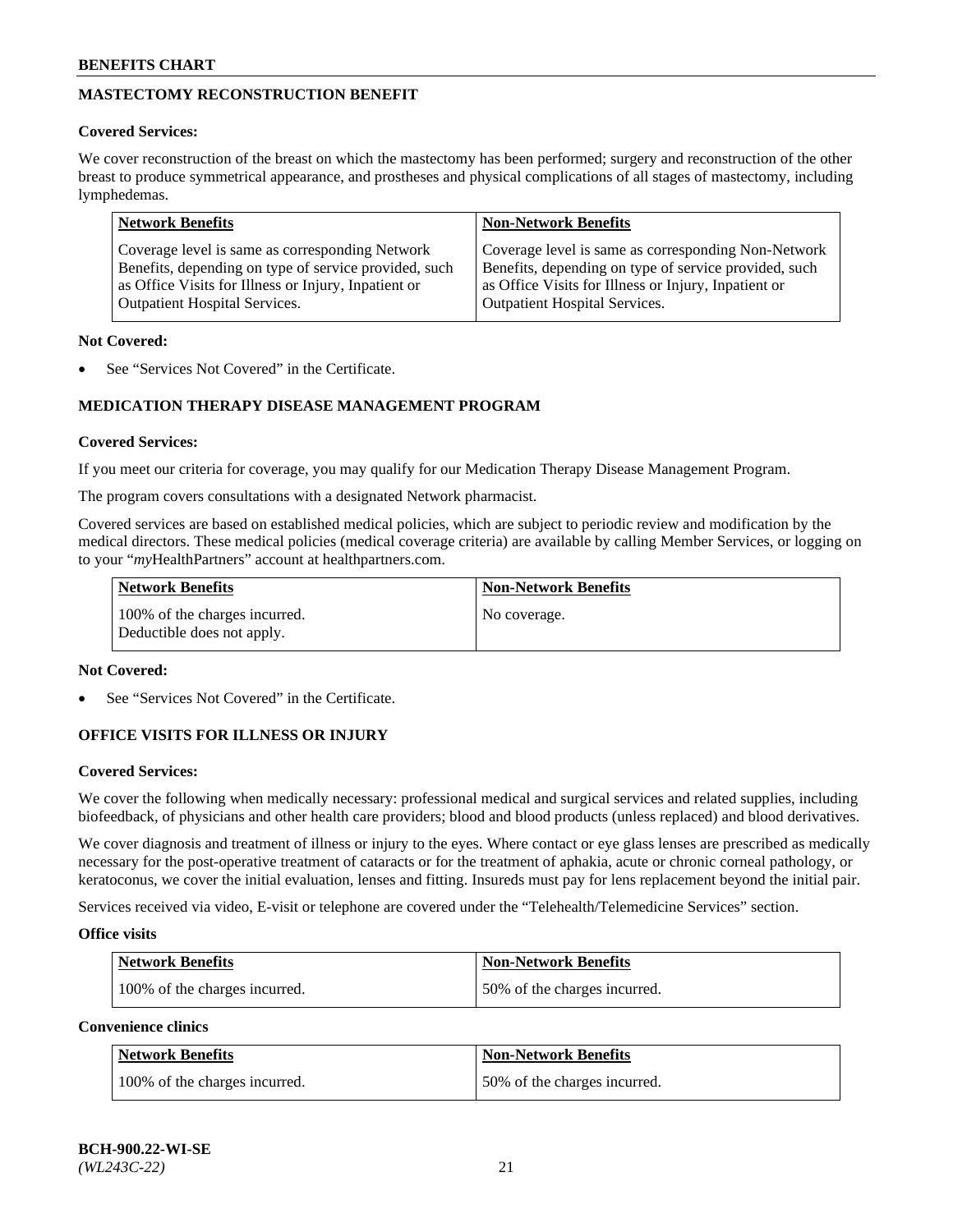## MASTECTOMY RECONSTRUCTION BENEFIT

**Covered Services:**

We cover reconstruction of the breast on which the mastectomy has been performed; surgery and reconstruction of the other breast to produce symmetrical appearance, and prostheses and physical complications of all stages of mastectomy, including lymphedemas.

| Network Benefits | Non-Network Benefits |
|---|---|
| Coverage level is same as corresponding Network Benefits, depending on type of service provided, such as Office Visits for Illness or Injury, Inpatient or Outpatient Hospital Services. | Coverage level is same as corresponding Non-Network Benefits, depending on type of service provided, such as Office Visits for Illness or Injury, Inpatient or Outpatient Hospital Services. |

**Not Covered:**

- See "Services Not Covered" in the Certificate.

## MEDICATION THERAPY DISEASE MANAGEMENT PROGRAM

**Covered Services:**

If you meet our criteria for coverage, you may qualify for our Medication Therapy Disease Management Program.

The program covers consultations with a designated Network pharmacist.

Covered services are based on established medical policies, which are subject to periodic review and modification by the medical directors. These medical policies (medical coverage criteria) are available by calling Member Services, or logging on to your "*my*HealthPartners" account at healthpartners.com.

| Network Benefits | Non-Network Benefits |
|---|---|
| 100% of the charges incurred. Deductible does not apply. | No coverage. |

**Not Covered:**

- See "Services Not Covered" in the Certificate.

## OFFICE VISITS FOR ILLNESS OR INJURY

**Covered Services:**

We cover the following when medically necessary: professional medical and surgical services and related supplies, including biofeedback, of physicians and other health care providers; blood and blood products (unless replaced) and blood derivatives.

We cover diagnosis and treatment of illness or injury to the eyes. Where contact or eye glass lenses are prescribed as medically necessary for the post-operative treatment of cataracts or for the treatment of aphakia, acute or chronic corneal pathology, or keratoconus, we cover the initial evaluation, lenses and fitting. Insureds must pay for lens replacement beyond the initial pair.

Services received via video, E-visit or telephone are covered under the "Telehealth/Telemedicine Services" section.

**Office visits**

| Network Benefits | Non-Network Benefits |
|---|---|
| 100% of the charges incurred. | 50% of the charges incurred. |

**Convenience clinics**

| Network Benefits | Non-Network Benefits |
|---|---|
| 100% of the charges incurred. | 50% of the charges incurred. |

BCH-900.22-WI-SE
*(WL243C-22)*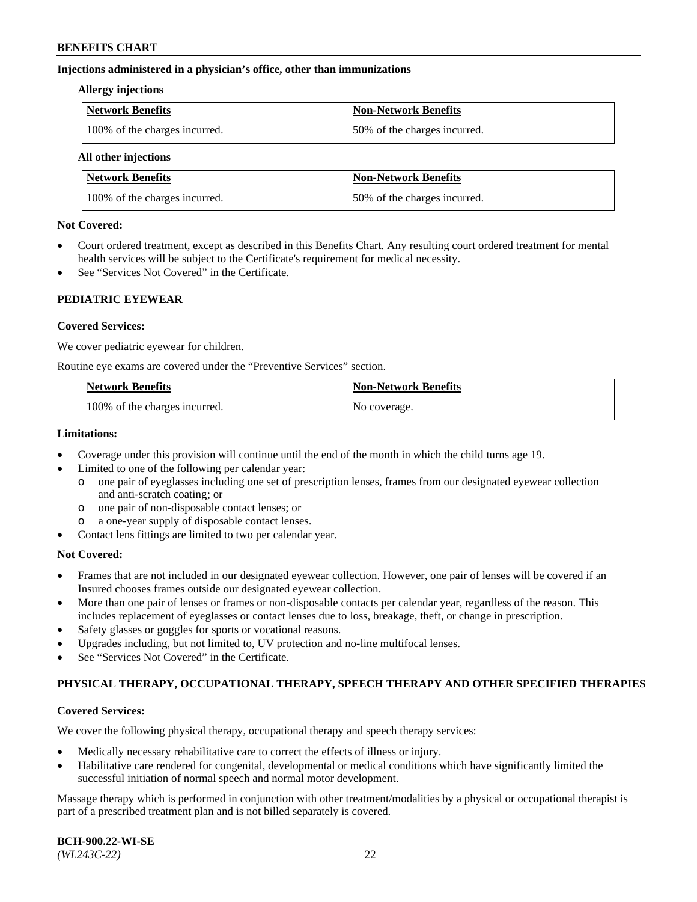**Injections administered in a physician's office, other than immunizations**

**Allergy injections**

| Network Benefits | Non-Network Benefits |
|---|---|
| 100% of the charges incurred. | 50% of the charges incurred. |

**All other injections**

| Network Benefits | Non-Network Benefits |
|---|---|
| 100% of the charges incurred. | 50% of the charges incurred. |

**Not Covered:**

- Court ordered treatment, except as described in this Benefits Chart. Any resulting court ordered treatment for mental health services will be subject to the Certificate's requirement for medical necessity.
- See "Services Not Covered" in the Certificate.

### PEDIATRIC EYEWEAR

**Covered Services:**

We cover pediatric eyewear for children.

Routine eye exams are covered under the "Preventive Services" section.

| Network Benefits | Non-Network Benefits |
|---|---|
| 100% of the charges incurred. | No coverage. |

**Limitations:**

- Coverage under this provision will continue until the end of the month in which the child turns age 19.
- Limited to one of the following per calendar year:
  - one pair of eyeglasses including one set of prescription lenses, frames from our designated eyewear collection and anti-scratch coating; or
  - one pair of non-disposable contact lenses; or
  - a one-year supply of disposable contact lenses.
- Contact lens fittings are limited to two per calendar year.

**Not Covered:**

- Frames that are not included in our designated eyewear collection. However, one pair of lenses will be covered if an Insured chooses frames outside our designated eyewear collection.
- More than one pair of lenses or frames or non-disposable contacts per calendar year, regardless of the reason. This includes replacement of eyeglasses or contact lenses due to loss, breakage, theft, or change in prescription.
- Safety glasses or goggles for sports or vocational reasons.
- Upgrades including, but not limited to, UV protection and no-line multifocal lenses.
- See "Services Not Covered" in the Certificate.

### PHYSICAL THERAPY, OCCUPATIONAL THERAPY, SPEECH THERAPY AND OTHER SPECIFIED THERAPIES

**Covered Services:**

We cover the following physical therapy, occupational therapy and speech therapy services:

- Medically necessary rehabilitative care to correct the effects of illness or injury.
- Habilitative care rendered for congenital, developmental or medical conditions which have significantly limited the successful initiation of normal speech and normal motor development.

Massage therapy which is performed in conjunction with other treatment/modalities by a physical or occupational therapist is part of a prescribed treatment plan and is not billed separately is covered.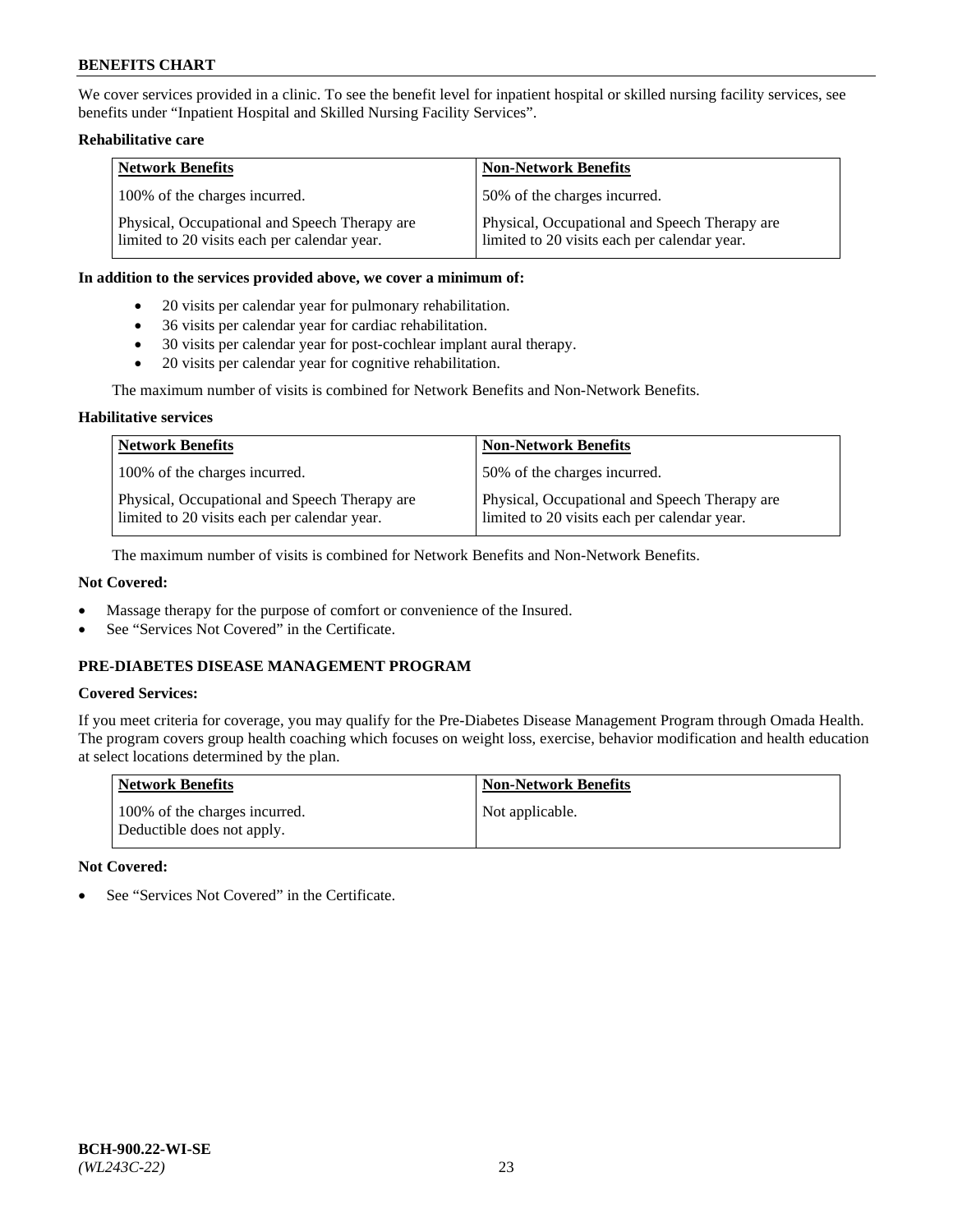We cover services provided in a clinic. To see the benefit level for inpatient hospital or skilled nursing facility services, see benefits under "Inpatient Hospital and Skilled Nursing Facility Services".

**Rehabilitative care**

| Network Benefits | Non-Network Benefits |
|---|---|
| 100% of the charges incurred. | 50% of the charges incurred. |
| Physical, Occupational and Speech Therapy are limited to 20 visits each per calendar year. | Physical, Occupational and Speech Therapy are limited to 20 visits each per calendar year. |

**In addition to the services provided above, we cover a minimum of:**

- 20 visits per calendar year for pulmonary rehabilitation.
- 36 visits per calendar year for cardiac rehabilitation.
- 30 visits per calendar year for post-cochlear implant aural therapy.
- 20 visits per calendar year for cognitive rehabilitation.

The maximum number of visits is combined for Network Benefits and Non-Network Benefits.

**Habilitative services**

| Network Benefits | Non-Network Benefits |
|---|---|
| 100% of the charges incurred. | 50% of the charges incurred. |
| Physical, Occupational and Speech Therapy are limited to 20 visits each per calendar year. | Physical, Occupational and Speech Therapy are limited to 20 visits each per calendar year. |

The maximum number of visits is combined for Network Benefits and Non-Network Benefits.

**Not Covered:**

- Massage therapy for the purpose of comfort or convenience of the Insured.
- See "Services Not Covered" in the Certificate.

## PRE-DIABETES DISEASE MANAGEMENT PROGRAM

**Covered Services:**

If you meet criteria for coverage, you may qualify for the Pre-Diabetes Disease Management Program through Omada Health. The program covers group health coaching which focuses on weight loss, exercise, behavior modification and health education at select locations determined by the plan.

| Network Benefits | Non-Network Benefits |
|---|---|
| 100% of the charges incurred. Deductible does not apply. | Not applicable. |

**Not Covered:**

- See "Services Not Covered" in the Certificate.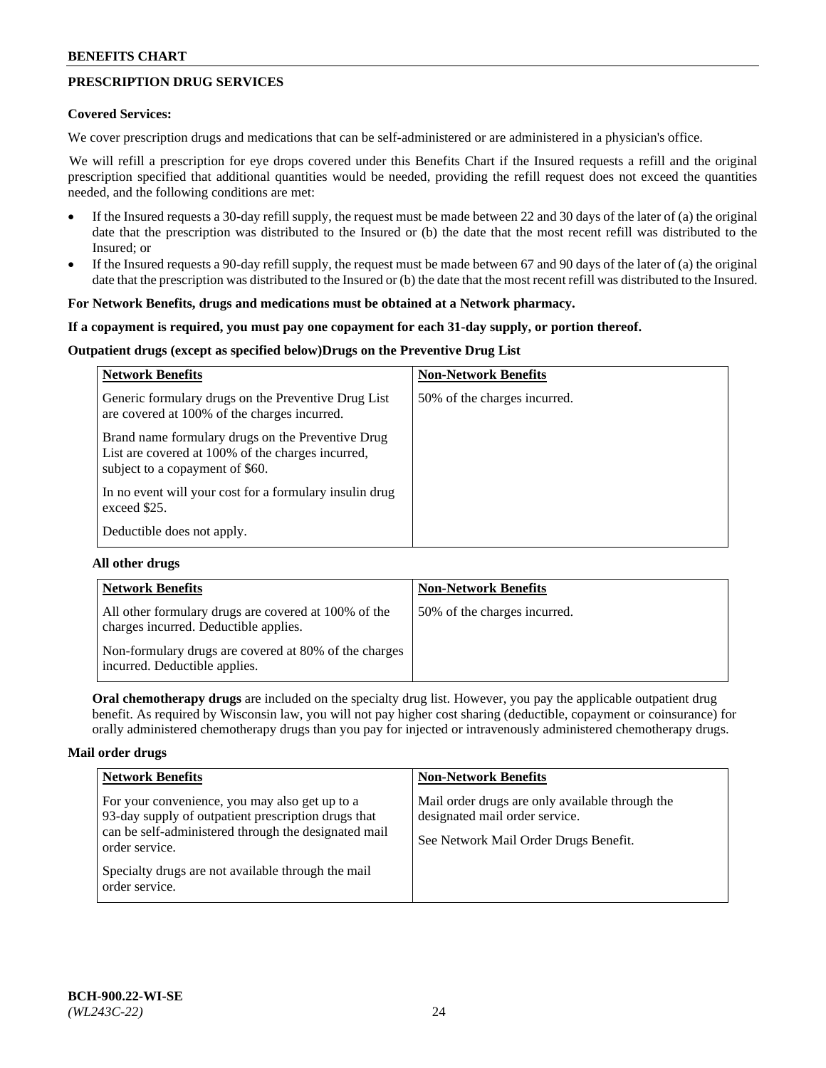## PRESCRIPTION DRUG SERVICES

**Covered Services:**

We cover prescription drugs and medications that can be self-administered or are administered in a physician's office.

We will refill a prescription for eye drops covered under this Benefits Chart if the Insured requests a refill and the original prescription specified that additional quantities would be needed, providing the refill request does not exceed the quantities needed, and the following conditions are met:

- If the Insured requests a 30-day refill supply, the request must be made between 22 and 30 days of the later of (a) the original date that the prescription was distributed to the Insured or (b) the date that the most recent refill was distributed to the Insured; or
- If the Insured requests a 90-day refill supply, the request must be made between 67 and 90 days of the later of (a) the original date that the prescription was distributed to the Insured or (b) the date that the most recent refill was distributed to the Insured.

**For Network Benefits, drugs and medications must be obtained at a Network pharmacy.**

**If a copayment is required, you must pay one copayment for each 31-day supply, or portion thereof.**

**Outpatient drugs (except as specified below)Drugs on the Preventive Drug List**

| Network Benefits | Non-Network Benefits |
|---|---|
| Generic formulary drugs on the Preventive Drug List are covered at 100% of the charges incurred.<br><br>Brand name formulary drugs on the Preventive Drug List are covered at 100% of the charges incurred, subject to a copayment of $60.<br><br>In no event will your cost for a formulary insulin drug exceed $25.<br><br>Deductible does not apply. | 50% of the charges incurred. |

**All other drugs**

| Network Benefits | Non-Network Benefits |
|---|---|
| All other formulary drugs are covered at 100% of the charges incurred. Deductible applies.<br><br>Non-formulary drugs are covered at 80% of the charges incurred. Deductible applies. | 50% of the charges incurred. |

**Oral chemotherapy drugs** are included on the specialty drug list. However, you pay the applicable outpatient drug benefit. As required by Wisconsin law, you will not pay higher cost sharing (deductible, copayment or coinsurance) for orally administered chemotherapy drugs than you pay for injected or intravenously administered chemotherapy drugs.

**Mail order drugs**

| Network Benefits | Non-Network Benefits |
|---|---|
| For your convenience, you may also get up to a 93-day supply of outpatient prescription drugs that can be self-administered through the designated mail order service.<br><br>Specialty drugs are not available through the mail order service. | Mail order drugs are only available through the designated mail order service.<br><br>See Network Mail Order Drugs Benefit. |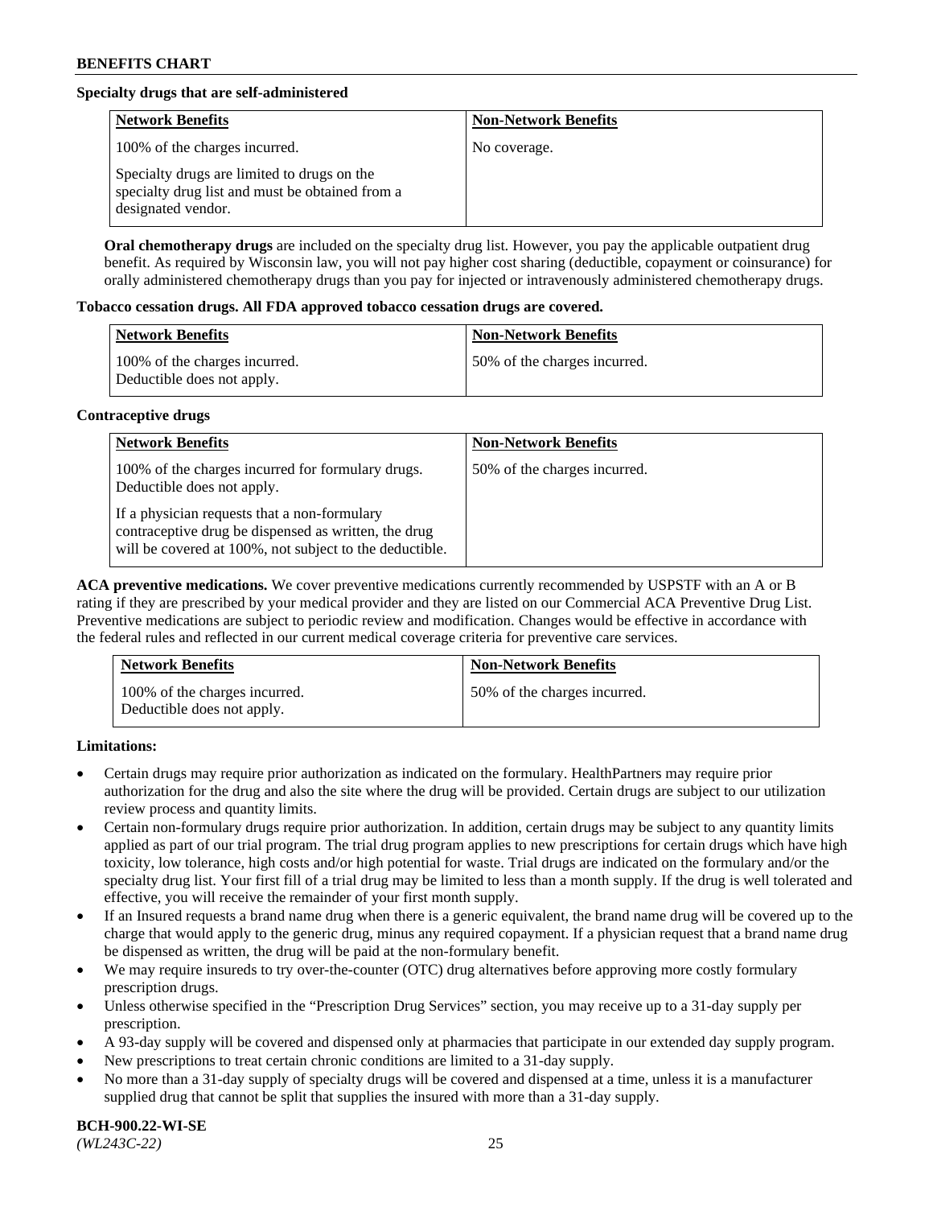**Specialty drugs that are self-administered**

| Network Benefits | Non-Network Benefits |
|---|---|
| 100% of the charges incurred.<br><br>Specialty drugs are limited to drugs on the specialty drug list and must be obtained from a designated vendor. | No coverage. |

**Oral chemotherapy drugs** are included on the specialty drug list. However, you pay the applicable outpatient drug benefit. As required by Wisconsin law, you will not pay higher cost sharing (deductible, copayment or coinsurance) for orally administered chemotherapy drugs than you pay for injected or intravenously administered chemotherapy drugs.

**Tobacco cessation drugs. All FDA approved tobacco cessation drugs are covered.**

| Network Benefits | Non-Network Benefits |
|---|---|
| 100% of the charges incurred.<br>Deductible does not apply. | 50% of the charges incurred. |

**Contraceptive drugs**

| Network Benefits | Non-Network Benefits |
|---|---|
| 100% of the charges incurred for formulary drugs. Deductible does not apply.<br><br>If a physician requests that a non-formulary contraceptive drug be dispensed as written, the drug will be covered at 100%, not subject to the deductible. | 50% of the charges incurred. |

**ACA preventive medications.** We cover preventive medications currently recommended by USPSTF with an A or B rating if they are prescribed by your medical provider and they are listed on our Commercial ACA Preventive Drug List. Preventive medications are subject to periodic review and modification. Changes would be effective in accordance with the federal rules and reflected in our current medical coverage criteria for preventive care services.

| Network Benefits | Non-Network Benefits |
|---|---|
| 100% of the charges incurred.<br>Deductible does not apply. | 50% of the charges incurred. |

**Limitations:**

- Certain drugs may require prior authorization as indicated on the formulary. HealthPartners may require prior authorization for the drug and also the site where the drug will be provided. Certain drugs are subject to our utilization review process and quantity limits.
- Certain non-formulary drugs require prior authorization. In addition, certain drugs may be subject to any quantity limits applied as part of our trial program. The trial drug program applies to new prescriptions for certain drugs which have high toxicity, low tolerance, high costs and/or high potential for waste. Trial drugs are indicated on the formulary and/or the specialty drug list. Your first fill of a trial drug may be limited to less than a month supply. If the drug is well tolerated and effective, you will receive the remainder of your first month supply.
- If an Insured requests a brand name drug when there is a generic equivalent, the brand name drug will be covered up to the charge that would apply to the generic drug, minus any required copayment. If a physician request that a brand name drug be dispensed as written, the drug will be paid at the non-formulary benefit.
- We may require insureds to try over-the-counter (OTC) drug alternatives before approving more costly formulary prescription drugs.
- Unless otherwise specified in the "Prescription Drug Services" section, you may receive up to a 31-day supply per prescription.
- A 93-day supply will be covered and dispensed only at pharmacies that participate in our extended day supply program.
- New prescriptions to treat certain chronic conditions are limited to a 31-day supply.
- No more than a 31-day supply of specialty drugs will be covered and dispensed at a time, unless it is a manufacturer supplied drug that cannot be split that supplies the insured with more than a 31-day supply.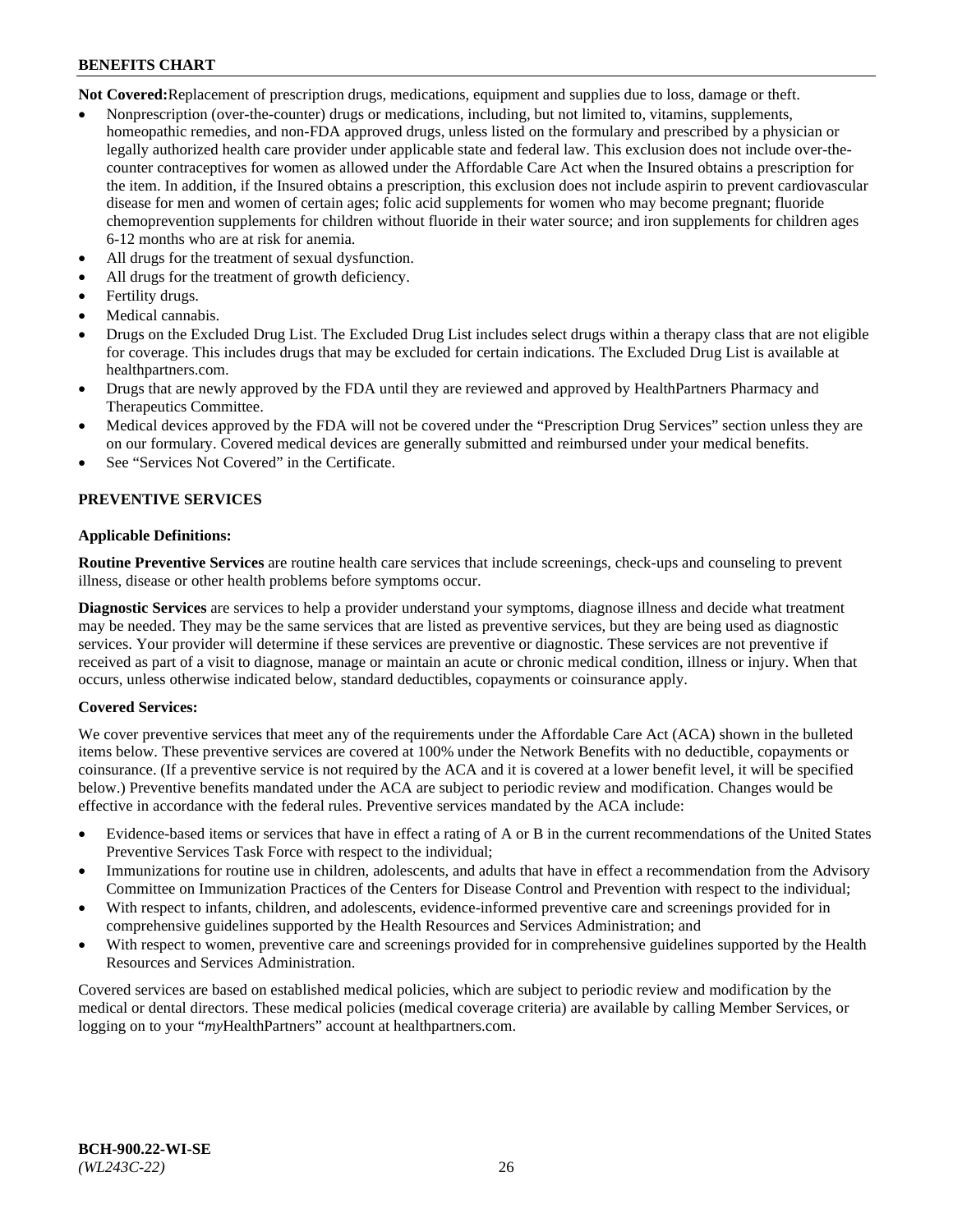**Not Covered:** Replacement of prescription drugs, medications, equipment and supplies due to loss, damage or theft.

- Nonprescription (over-the-counter) drugs or medications, including, but not limited to, vitamins, supplements, homeopathic remedies, and non-FDA approved drugs, unless listed on the formulary and prescribed by a physician or legally authorized health care provider under applicable state and federal law. This exclusion does not include over-the-counter contraceptives for women as allowed under the Affordable Care Act when the Insured obtains a prescription for the item. In addition, if the Insured obtains a prescription, this exclusion does not include aspirin to prevent cardiovascular disease for men and women of certain ages; folic acid supplements for women who may become pregnant; fluoride chemoprevention supplements for children without fluoride in their water source; and iron supplements for children ages 6-12 months who are at risk for anemia.
- All drugs for the treatment of sexual dysfunction.
- All drugs for the treatment of growth deficiency.
- Fertility drugs.
- Medical cannabis.
- Drugs on the Excluded Drug List. The Excluded Drug List includes select drugs within a therapy class that are not eligible for coverage. This includes drugs that may be excluded for certain indications. The Excluded Drug List is available at healthpartners.com.
- Drugs that are newly approved by the FDA until they are reviewed and approved by HealthPartners Pharmacy and Therapeutics Committee.
- Medical devices approved by the FDA will not be covered under the "Prescription Drug Services" section unless they are on our formulary. Covered medical devices are generally submitted and reimbursed under your medical benefits.
- See "Services Not Covered" in the Certificate.

## PREVENTIVE SERVICES

**Applicable Definitions:**

**Routine Preventive Services** are routine health care services that include screenings, check-ups and counseling to prevent illness, disease or other health problems before symptoms occur.

**Diagnostic Services** are services to help a provider understand your symptoms, diagnose illness and decide what treatment may be needed. They may be the same services that are listed as preventive services, but they are being used as diagnostic services. Your provider will determine if these services are preventive or diagnostic. These services are not preventive if received as part of a visit to diagnose, manage or maintain an acute or chronic medical condition, illness or injury. When that occurs, unless otherwise indicated below, standard deductibles, copayments or coinsurance apply.

**Covered Services:**

We cover preventive services that meet any of the requirements under the Affordable Care Act (ACA) shown in the bulleted items below. These preventive services are covered at 100% under the Network Benefits with no deductible, copayments or coinsurance. (If a preventive service is not required by the ACA and it is covered at a lower benefit level, it will be specified below.) Preventive benefits mandated under the ACA are subject to periodic review and modification. Changes would be effective in accordance with the federal rules. Preventive services mandated by the ACA include:

- Evidence-based items or services that have in effect a rating of A or B in the current recommendations of the United States Preventive Services Task Force with respect to the individual;
- Immunizations for routine use in children, adolescents, and adults that have in effect a recommendation from the Advisory Committee on Immunization Practices of the Centers for Disease Control and Prevention with respect to the individual;
- With respect to infants, children, and adolescents, evidence-informed preventive care and screenings provided for in comprehensive guidelines supported by the Health Resources and Services Administration; and
- With respect to women, preventive care and screenings provided for in comprehensive guidelines supported by the Health Resources and Services Administration.

Covered services are based on established medical policies, which are subject to periodic review and modification by the medical or dental directors. These medical policies (medical coverage criteria) are available by calling Member Services, or logging on to your "*my*HealthPartners" account at healthpartners.com.

**BCH-900.22-WI-SE**
*(WL243C-22)*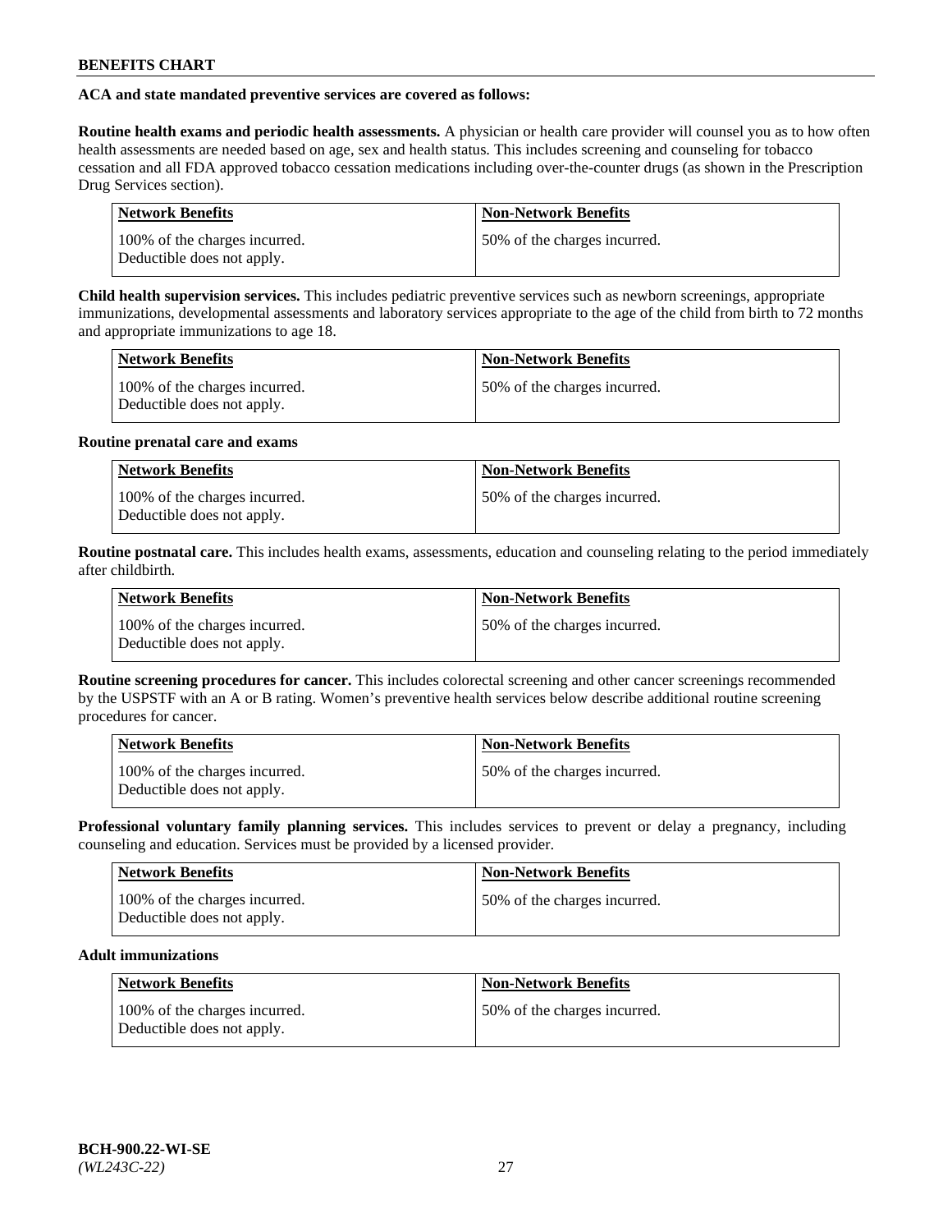**ACA and state mandated preventive services are covered as follows:**

**Routine health exams and periodic health assessments.** A physician or health care provider will counsel you as to how often health assessments are needed based on age, sex and health status. This includes screening and counseling for tobacco cessation and all FDA approved tobacco cessation medications including over-the-counter drugs (as shown in the Prescription Drug Services section).

| Network Benefits | Non-Network Benefits |
|---|---|
| 100% of the charges incurred. Deductible does not apply. | 50% of the charges incurred. |

**Child health supervision services.** This includes pediatric preventive services such as newborn screenings, appropriate immunizations, developmental assessments and laboratory services appropriate to the age of the child from birth to 72 months and appropriate immunizations to age 18.

| Network Benefits | Non-Network Benefits |
|---|---|
| 100% of the charges incurred. Deductible does not apply. | 50% of the charges incurred. |

**Routine prenatal care and exams**

| Network Benefits | Non-Network Benefits |
|---|---|
| 100% of the charges incurred. Deductible does not apply. | 50% of the charges incurred. |

**Routine postnatal care.** This includes health exams, assessments, education and counseling relating to the period immediately after childbirth.

| Network Benefits | Non-Network Benefits |
|---|---|
| 100% of the charges incurred. Deductible does not apply. | 50% of the charges incurred. |

**Routine screening procedures for cancer.** This includes colorectal screening and other cancer screenings recommended by the USPSTF with an A or B rating. Women's preventive health services below describe additional routine screening procedures for cancer.

| Network Benefits | Non-Network Benefits |
|---|---|
| 100% of the charges incurred. Deductible does not apply. | 50% of the charges incurred. |

**Professional voluntary family planning services.** This includes services to prevent or delay a pregnancy, including counseling and education. Services must be provided by a licensed provider.

| Network Benefits | Non-Network Benefits |
|---|---|
| 100% of the charges incurred. Deductible does not apply. | 50% of the charges incurred. |

**Adult immunizations**

| Network Benefits | Non-Network Benefits |
|---|---|
| 100% of the charges incurred. Deductible does not apply. | 50% of the charges incurred. |

**BCH-900.22-WI-SE**
*(WL243C-22)*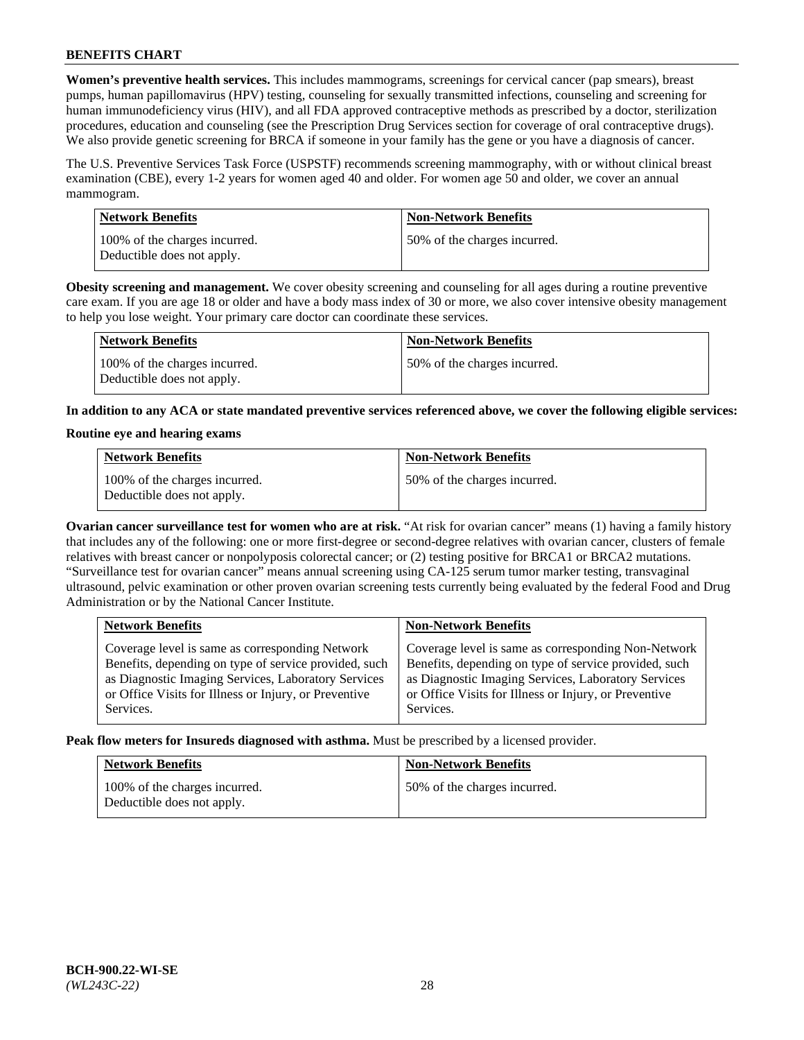**Women's preventive health services.** This includes mammograms, screenings for cervical cancer (pap smears), breast pumps, human papillomavirus (HPV) testing, counseling for sexually transmitted infections, counseling and screening for human immunodeficiency virus (HIV), and all FDA approved contraceptive methods as prescribed by a doctor, sterilization procedures, education and counseling (see the Prescription Drug Services section for coverage of oral contraceptive drugs). We also provide genetic screening for BRCA if someone in your family has the gene or you have a diagnosis of cancer.

The U.S. Preventive Services Task Force (USPSTF) recommends screening mammography, with or without clinical breast examination (CBE), every 1-2 years for women aged 40 and older. For women age 50 and older, we cover an annual mammogram.

| Network Benefits | Non-Network Benefits |
|---|---|
| 100% of the charges incurred. Deductible does not apply. | 50% of the charges incurred. |

**Obesity screening and management.** We cover obesity screening and counseling for all ages during a routine preventive care exam. If you are age 18 or older and have a body mass index of 30 or more, we also cover intensive obesity management to help you lose weight. Your primary care doctor can coordinate these services.

| Network Benefits | Non-Network Benefits |
|---|---|
| 100% of the charges incurred. Deductible does not apply. | 50% of the charges incurred. |

**In addition to any ACA or state mandated preventive services referenced above, we cover the following eligible services:**

**Routine eye and hearing exams**

| Network Benefits | Non-Network Benefits |
|---|---|
| 100% of the charges incurred. Deductible does not apply. | 50% of the charges incurred. |

**Ovarian cancer surveillance test for women who are at risk.** "At risk for ovarian cancer" means (1) having a family history that includes any of the following: one or more first-degree or second-degree relatives with ovarian cancer, clusters of female relatives with breast cancer or nonpolyposis colorectal cancer; or (2) testing positive for BRCA1 or BRCA2 mutations. "Surveillance test for ovarian cancer" means annual screening using CA-125 serum tumor marker testing, transvaginal ultrasound, pelvic examination or other proven ovarian screening tests currently being evaluated by the federal Food and Drug Administration or by the National Cancer Institute.

| Network Benefits | Non-Network Benefits |
|---|---|
| Coverage level is same as corresponding Network Benefits, depending on type of service provided, such as Diagnostic Imaging Services, Laboratory Services or Office Visits for Illness or Injury, or Preventive Services. | Coverage level is same as corresponding Non-Network Benefits, depending on type of service provided, such as Diagnostic Imaging Services, Laboratory Services or Office Visits for Illness or Injury, or Preventive Services. |

**Peak flow meters for Insureds diagnosed with asthma.** Must be prescribed by a licensed provider.

| Network Benefits | Non-Network Benefits |
|---|---|
| 100% of the charges incurred. Deductible does not apply. | 50% of the charges incurred. |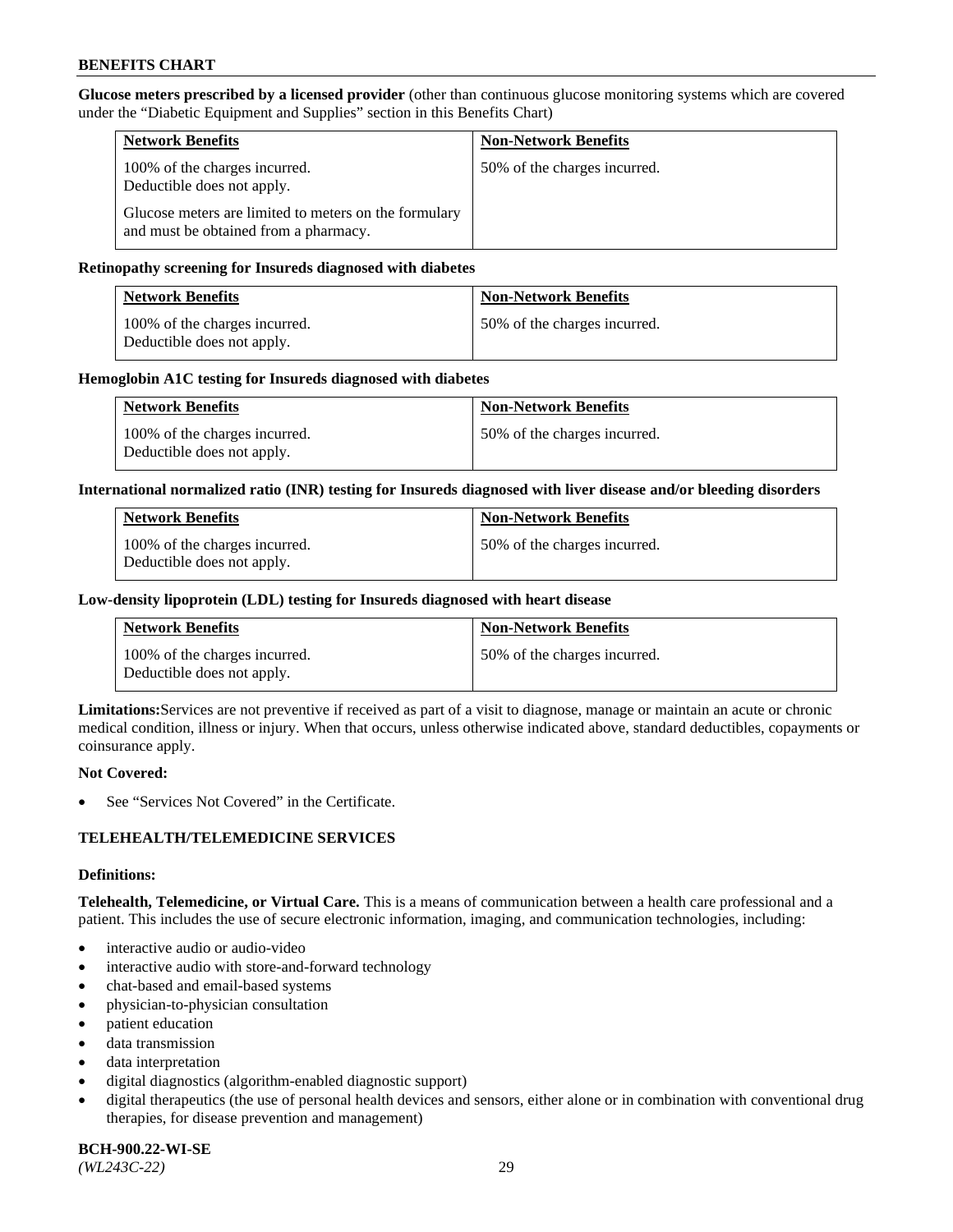**Glucose meters prescribed by a licensed provider** (other than continuous glucose monitoring systems which are covered under the "Diabetic Equipment and Supplies" section in this Benefits Chart)

| Network Benefits | Non-Network Benefits |
|---|---|
| 100% of the charges incurred. Deductible does not apply. Glucose meters are limited to meters on the formulary and must be obtained from a pharmacy. | 50% of the charges incurred. |

**Retinopathy screening for Insureds diagnosed with diabetes**

| Network Benefits | Non-Network Benefits |
|---|---|
| 100% of the charges incurred. Deductible does not apply. | 50% of the charges incurred. |

**Hemoglobin A1C testing for Insureds diagnosed with diabetes**

| Network Benefits | Non-Network Benefits |
|---|---|
| 100% of the charges incurred. Deductible does not apply. | 50% of the charges incurred. |

**International normalized ratio (INR) testing for Insureds diagnosed with liver disease and/or bleeding disorders**

| Network Benefits | Non-Network Benefits |
|---|---|
| 100% of the charges incurred. Deductible does not apply. | 50% of the charges incurred. |

**Low-density lipoprotein (LDL) testing for Insureds diagnosed with heart disease**

| Network Benefits | Non-Network Benefits |
|---|---|
| 100% of the charges incurred. Deductible does not apply. | 50% of the charges incurred. |

**Limitations:** Services are not preventive if received as part of a visit to diagnose, manage or maintain an acute or chronic medical condition, illness or injury. When that occurs, unless otherwise indicated above, standard deductibles, copayments or coinsurance apply.

**Not Covered:**

- See "Services Not Covered" in the Certificate.

## TELEHEALTH/TELEMEDICINE SERVICES

**Definitions:**

**Telehealth, Telemedicine, or Virtual Care.** This is a means of communication between a health care professional and a patient. This includes the use of secure electronic information, imaging, and communication technologies, including:

- interactive audio or audio-video
- interactive audio with store-and-forward technology
- chat-based and email-based systems
- physician-to-physician consultation
- patient education
- data transmission
- data interpretation
- digital diagnostics (algorithm-enabled diagnostic support)
- digital therapeutics (the use of personal health devices and sensors, either alone or in combination with conventional drug therapies, for disease prevention and management)

**BCH-900.22-WI-SE**
*(WL243C-22)*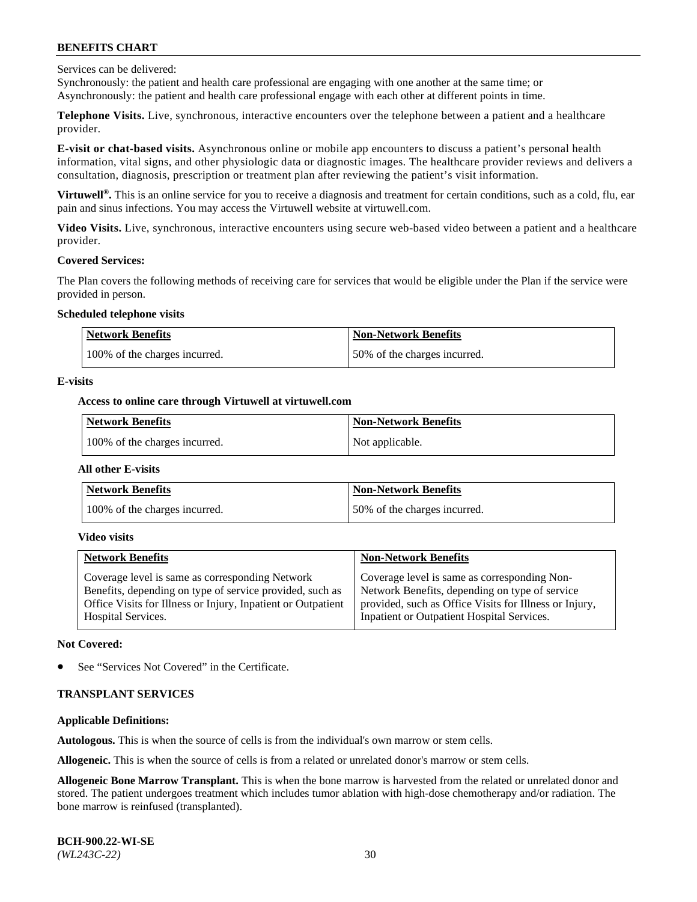Services can be delivered:
Synchronously: the patient and health care professional are engaging with one another at the same time; or
Asynchronously: the patient and health care professional engage with each other at different points in time.

**Telephone Visits.** Live, synchronous, interactive encounters over the telephone between a patient and a healthcare provider.

**E-visit or chat-based visits.** Asynchronous online or mobile app encounters to discuss a patient's personal health information, vital signs, and other physiologic data or diagnostic images. The healthcare provider reviews and delivers a consultation, diagnosis, prescription or treatment plan after reviewing the patient's visit information.

**Virtuwell®.** This is an online service for you to receive a diagnosis and treatment for certain conditions, such as a cold, flu, ear pain and sinus infections. You may access the Virtuwell website at virtuwell.com.

**Video Visits.** Live, synchronous, interactive encounters using secure web-based video between a patient and a healthcare provider.

**Covered Services:**

The Plan covers the following methods of receiving care for services that would be eligible under the Plan if the service were provided in person.

**Scheduled telephone visits**

| Network Benefits | Non-Network Benefits |
|---|---|
| 100% of the charges incurred. | 50% of the charges incurred. |

**E-visits**

**Access to online care through Virtuwell at virtuwell.com**

| Network Benefits | Non-Network Benefits |
|---|---|
| 100% of the charges incurred. | Not applicable. |

**All other E-visits**

| Network Benefits | Non-Network Benefits |
|---|---|
| 100% of the charges incurred. | 50% of the charges incurred. |

**Video visits**

| Network Benefits | Non-Network Benefits |
|---|---|
| Coverage level is same as corresponding Network Benefits, depending on type of service provided, such as Office Visits for Illness or Injury, Inpatient or Outpatient Hospital Services. | Coverage level is same as corresponding Non-Network Benefits, depending on type of service provided, such as Office Visits for Illness or Injury, Inpatient or Outpatient Hospital Services. |

**Not Covered:**

- See "Services Not Covered" in the Certificate.

**TRANSPLANT SERVICES**

**Applicable Definitions:**

**Autologous.** This is when the source of cells is from the individual's own marrow or stem cells.

**Allogeneic.** This is when the source of cells is from a related or unrelated donor's marrow or stem cells.

**Allogeneic Bone Marrow Transplant.** This is when the bone marrow is harvested from the related or unrelated donor and stored. The patient undergoes treatment which includes tumor ablation with high-dose chemotherapy and/or radiation. The bone marrow is reinfused (transplanted).

**BCH-900.22-WI-SE**
*(WL243C-22)*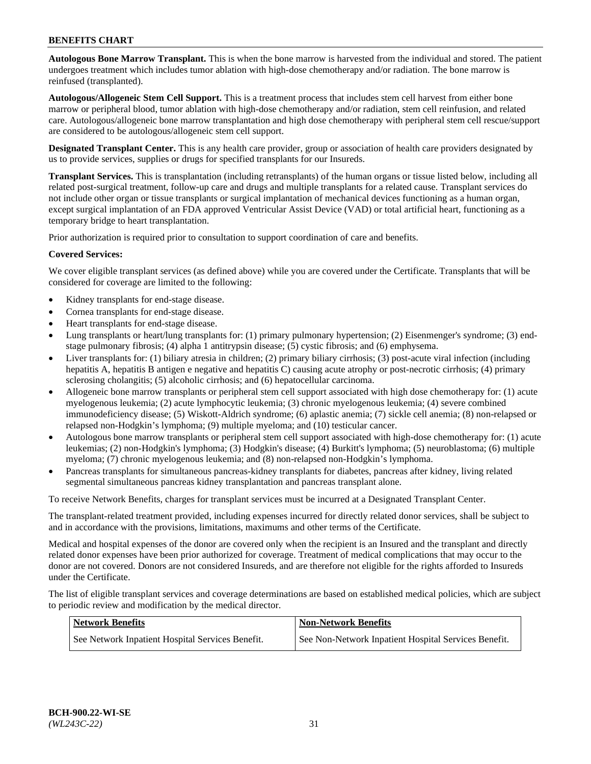**Autologous Bone Marrow Transplant.** This is when the bone marrow is harvested from the individual and stored. The patient undergoes treatment which includes tumor ablation with high-dose chemotherapy and/or radiation. The bone marrow is reinfused (transplanted).

**Autologous/Allogeneic Stem Cell Support.** This is a treatment process that includes stem cell harvest from either bone marrow or peripheral blood, tumor ablation with high-dose chemotherapy and/or radiation, stem cell reinfusion, and related care. Autologous/allogeneic bone marrow transplantation and high dose chemotherapy with peripheral stem cell rescue/support are considered to be autologous/allogeneic stem cell support.

**Designated Transplant Center.** This is any health care provider, group or association of health care providers designated by us to provide services, supplies or drugs for specified transplants for our Insureds.

**Transplant Services.** This is transplantation (including retransplants) of the human organs or tissue listed below, including all related post-surgical treatment, follow-up care and drugs and multiple transplants for a related cause. Transplant services do not include other organ or tissue transplants or surgical implantation of mechanical devices functioning as a human organ, except surgical implantation of an FDA approved Ventricular Assist Device (VAD) or total artificial heart, functioning as a temporary bridge to heart transplantation.

Prior authorization is required prior to consultation to support coordination of care and benefits.

**Covered Services:**

We cover eligible transplant services (as defined above) while you are covered under the Certificate. Transplants that will be considered for coverage are limited to the following:

- Kidney transplants for end-stage disease.
- Cornea transplants for end-stage disease.
- Heart transplants for end-stage disease.
- Lung transplants or heart/lung transplants for: (1) primary pulmonary hypertension; (2) Eisenmenger's syndrome; (3) end-stage pulmonary fibrosis; (4) alpha 1 antitrypsin disease; (5) cystic fibrosis; and (6) emphysema.
- Liver transplants for: (1) biliary atresia in children; (2) primary biliary cirrhosis; (3) post-acute viral infection (including hepatitis A, hepatitis B antigen e negative and hepatitis C) causing acute atrophy or post-necrotic cirrhosis; (4) primary sclerosing cholangitis; (5) alcoholic cirrhosis; and (6) hepatocellular carcinoma.
- Allogeneic bone marrow transplants or peripheral stem cell support associated with high dose chemotherapy for: (1) acute myelogenous leukemia; (2) acute lymphocytic leukemia; (3) chronic myelogenous leukemia; (4) severe combined immunodeficiency disease; (5) Wiskott-Aldrich syndrome; (6) aplastic anemia; (7) sickle cell anemia; (8) non-relapsed or relapsed non-Hodgkin's lymphoma; (9) multiple myeloma; and (10) testicular cancer.
- Autologous bone marrow transplants or peripheral stem cell support associated with high-dose chemotherapy for: (1) acute leukemias; (2) non-Hodgkin's lymphoma; (3) Hodgkin's disease; (4) Burkitt's lymphoma; (5) neuroblastoma; (6) multiple myeloma; (7) chronic myelogenous leukemia; and (8) non-relapsed non-Hodgkin's lymphoma.
- Pancreas transplants for simultaneous pancreas-kidney transplants for diabetes, pancreas after kidney, living related segmental simultaneous pancreas kidney transplantation and pancreas transplant alone.

To receive Network Benefits, charges for transplant services must be incurred at a Designated Transplant Center.

The transplant-related treatment provided, including expenses incurred for directly related donor services, shall be subject to and in accordance with the provisions, limitations, maximums and other terms of the Certificate.

Medical and hospital expenses of the donor are covered only when the recipient is an Insured and the transplant and directly related donor expenses have been prior authorized for coverage. Treatment of medical complications that may occur to the donor are not covered. Donors are not considered Insureds, and are therefore not eligible for the rights afforded to Insureds under the Certificate.

The list of eligible transplant services and coverage determinations are based on established medical policies, which are subject to periodic review and modification by the medical director.

| Network Benefits | Non-Network Benefits |
| --- | --- |
| See Network Inpatient Hospital Services Benefit. | See Non-Network Inpatient Hospital Services Benefit. |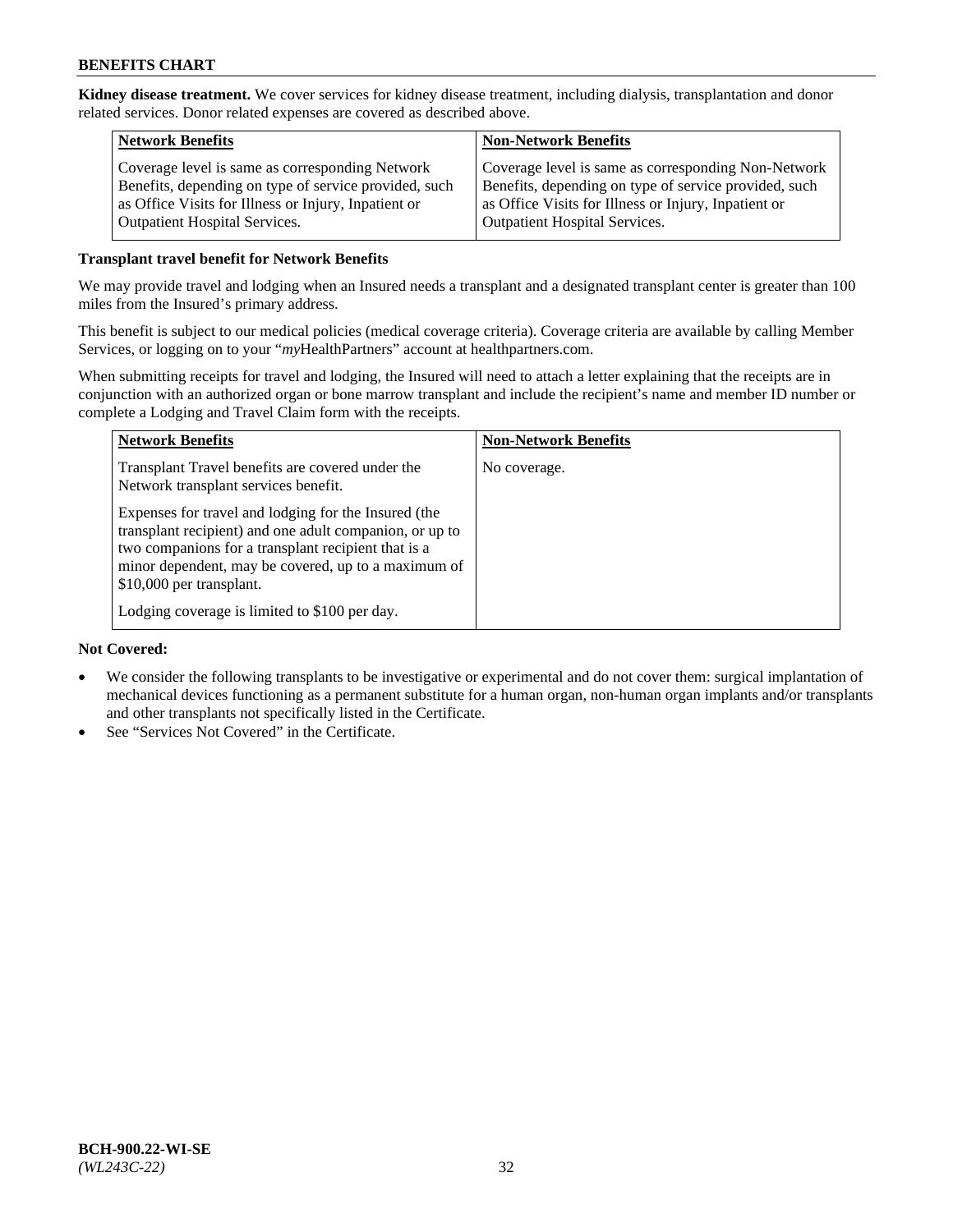**Kidney disease treatment.** We cover services for kidney disease treatment, including dialysis, transplantation and donor related services. Donor related expenses are covered as described above.

| Network Benefits | Non-Network Benefits |
|---|---|
| Coverage level is same as corresponding Network Benefits, depending on type of service provided, such as Office Visits for Illness or Injury, Inpatient or Outpatient Hospital Services. | Coverage level is same as corresponding Non-Network Benefits, depending on type of service provided, such as Office Visits for Illness or Injury, Inpatient or Outpatient Hospital Services. |

**Transplant travel benefit for Network Benefits**

We may provide travel and lodging when an Insured needs a transplant and a designated transplant center is greater than 100 miles from the Insured's primary address.

This benefit is subject to our medical policies (medical coverage criteria). Coverage criteria are available by calling Member Services, or logging on to your "*my*HealthPartners" account at healthpartners.com.

When submitting receipts for travel and lodging, the Insured will need to attach a letter explaining that the receipts are in conjunction with an authorized organ or bone marrow transplant and include the recipient's name and member ID number or complete a Lodging and Travel Claim form with the receipts.

| Network Benefits | Non-Network Benefits |
|---|---|
| Transplant Travel benefits are covered under the Network transplant services benefit.<br><br>Expenses for travel and lodging for the Insured (the transplant recipient) and one adult companion, or up to two companions for a transplant recipient that is a minor dependent, may be covered, up to a maximum of $10,000 per transplant.<br><br>Lodging coverage is limited to $100 per day. | No coverage. |

**Not Covered:**

- We consider the following transplants to be investigative or experimental and do not cover them: surgical implantation of mechanical devices functioning as a permanent substitute for a human organ, non-human organ implants and/or transplants and other transplants not specifically listed in the Certificate.
- See "Services Not Covered" in the Certificate.